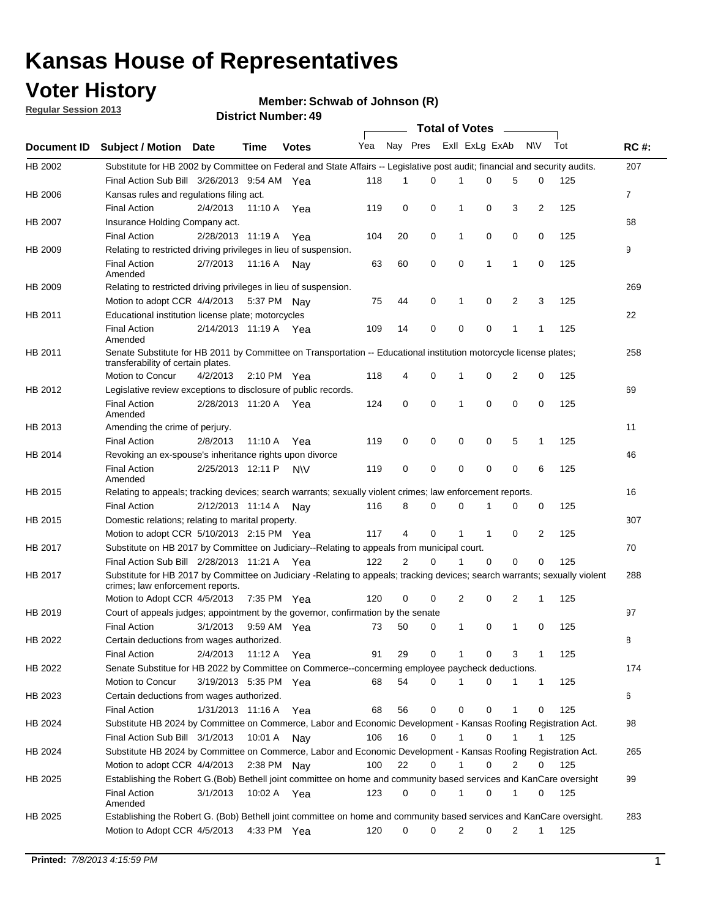# Kansas House of Representatives

## Voter History

**Regular Session 2013**

**Member: Schwab of Johnson (R)**

**District Number: 49**

| Document ID | Subject / Motion | Date | Time | Votes | Yea | Nay | Pres | ExlI | ExLg | ExAb | N\V | Tot | RC #: |
|---|---|---|---|---|---|---|---|---|---|---|---|---|---|
| HB 2002 | Substitute for HB 2002 by Committee on Federal and State Affairs -- Legislative post audit; financial and security audits. | | | | | | | | | | | | 207 |
| | Final Action Sub Bill | 3/26/2013 | 9:54 AM | Yea | 118 | 1 | 0 | 1 | 0 | 5 | 0 | 125 | |
| HB 2006 | Kansas rules and regulations filing act. | | | | | | | | | | | | 7 |
| | Final Action | 2/4/2013 | 11:10 A | Yea | 119 | 0 | 0 | 1 | 0 | 3 | 2 | 125 | |
| HB 2007 | Insurance Holding Company act. | | | | | | | | | | | | 68 |
| | Final Action | 2/28/2013 | 11:19 A | Yea | 104 | 20 | 0 | 1 | 0 | 0 | 0 | 125 | |
| HB 2009 | Relating to restricted driving privileges in lieu of suspension. | | | | | | | | | | | | 9 |
| | Final Action Amended | 2/7/2013 | 11:16 A | Nay | 63 | 60 | 0 | 0 | 1 | 1 | 0 | 125 | |
| HB 2009 | Relating to restricted driving privileges in lieu of suspension. | | | | | | | | | | | | 269 |
| | Motion to adopt CCR | 4/4/2013 | 5:37 PM | Nay | 75 | 44 | 0 | 1 | 0 | 2 | 3 | 125 | |
| HB 2011 | Educational institution license plate; motorcycles | | | | | | | | | | | | 22 |
| | Final Action Amended | 2/14/2013 | 11:19 A | Yea | 109 | 14 | 0 | 0 | 0 | 1 | 1 | 125 | |
| HB 2011 | Senate Substitute for HB 2011 by Committee on Transportation -- Educational institution motorcycle license plates; transferability of certain plates. | | | | | | | | | | | | 258 |
| | Motion to Concur | 4/2/2013 | 2:10 PM | Yea | 118 | 4 | 0 | 1 | 0 | 2 | 0 | 125 | |
| HB 2012 | Legislative review exceptions to disclosure of public records. | | | | | | | | | | | | 69 |
| | Final Action Amended | 2/28/2013 | 11:20 A | Yea | 124 | 0 | 0 | 1 | 0 | 0 | 0 | 125 | |
| HB 2013 | Amending the crime of perjury. | | | | | | | | | | | | 11 |
| | Final Action | 2/8/2013 | 11:10 A | Yea | 119 | 0 | 0 | 0 | 0 | 5 | 1 | 125 | |
| HB 2014 | Revoking an ex-spouse's inheritance rights upon divorce | | | | | | | | | | | | 46 |
| | Final Action Amended | 2/25/2013 | 12:11 P | N\V | 119 | 0 | 0 | 0 | 0 | 0 | 6 | 125 | |
| HB 2015 | Relating to appeals; tracking devices; search warrants; sexually violent crimes; law enforcement reports. | | | | | | | | | | | | 16 |
| | Final Action | 2/12/2013 | 11:14 A | Nay | 116 | 8 | 0 | 0 | 1 | 0 | 0 | 125 | |
| HB 2015 | Domestic relations; relating to marital property. | | | | | | | | | | | | 307 |
| | Motion to adopt CCR | 5/10/2013 | 2:15 PM | Yea | 117 | 4 | 0 | 1 | 1 | 0 | 2 | 125 | |
| HB 2017 | Substitute on HB 2017 by Committee on Judiciary--Relating to appeals from municipal court. | | | | | | | | | | | | 70 |
| | Final Action Sub Bill | 2/28/2013 | 11:21 A | Yea | 122 | 2 | 0 | 1 | 0 | 0 | 0 | 125 | |
| HB 2017 | Substitute for HB 2017 by Committee on Judiciary -Relating to appeals; tracking devices; search warrants; sexually violent crimes; law enforcement reports. | | | | | | | | | | | | 288 |
| | Motion to Adopt CCR | 4/5/2013 | 7:35 PM | Yea | 120 | 0 | 0 | 2 | 0 | 2 | 1 | 125 | |
| HB 2019 | Court of appeals judges; appointment by the governor, confirmation by the senate | | | | | | | | | | | | 97 |
| | Final Action | 3/1/2013 | 9:59 AM | Yea | 73 | 50 | 0 | 1 | 0 | 1 | 0 | 125 | |
| HB 2022 | Certain deductions from wages authorized. | | | | | | | | | | | | 8 |
| | Final Action | 2/4/2013 | 11:12 A | Yea | 91 | 29 | 0 | 1 | 0 | 3 | 1 | 125 | |
| HB 2022 | Senate Substitue for HB 2022 by Committee on Commerce--concerning employee paycheck deductions. | | | | | | | | | | | | 174 |
| | Motion to Concur | 3/19/2013 | 5:35 PM | Yea | 68 | 54 | 0 | 1 | 0 | 1 | 1 | 125 | |
| HB 2023 | Certain deductions from wages authorized. | | | | | | | | | | | | 6 |
| | Final Action | 1/31/2013 | 11:16 A | Yea | 68 | 56 | 0 | 0 | 0 | 1 | 0 | 125 | |
| HB 2024 | Substitute HB 2024 by Committee on Commerce, Labor and Economic Development - Kansas Roofing Registration Act. | | | | | | | | | | | | 98 |
| | Final Action Sub Bill | 3/1/2013 | 10:01 A | Nay | 106 | 16 | 0 | 1 | 0 | 1 | 1 | 125 | |
| HB 2024 | Substitute HB 2024 by Committee on Commerce, Labor and Economic Development - Kansas Roofing Registration Act. | | | | | | | | | | | | 265 |
| | Motion to adopt CCR | 4/4/2013 | 2:38 PM | Nay | 100 | 22 | 0 | 1 | 0 | 2 | 0 | 125 | |
| HB 2025 | Establishing the Robert G.(Bob) Bethell joint committee on home and community based services and KanCare oversight | | | | | | | | | | | | 99 |
| | Final Action Amended | 3/1/2013 | 10:02 A | Yea | 123 | 0 | 0 | 1 | 0 | 1 | 0 | 125 | |
| HB 2025 | Establishing the Robert G. (Bob) Bethell joint committee on home and community based services and KanCare oversight. | | | | | | | | | | | | 283 |
| | Motion to Adopt CCR | 4/5/2013 | 4:33 PM | Yea | 120 | 0 | 0 | 2 | 0 | 2 | 1 | 125 | |

**Printed:** *7/8/2013 4:15:59 PM*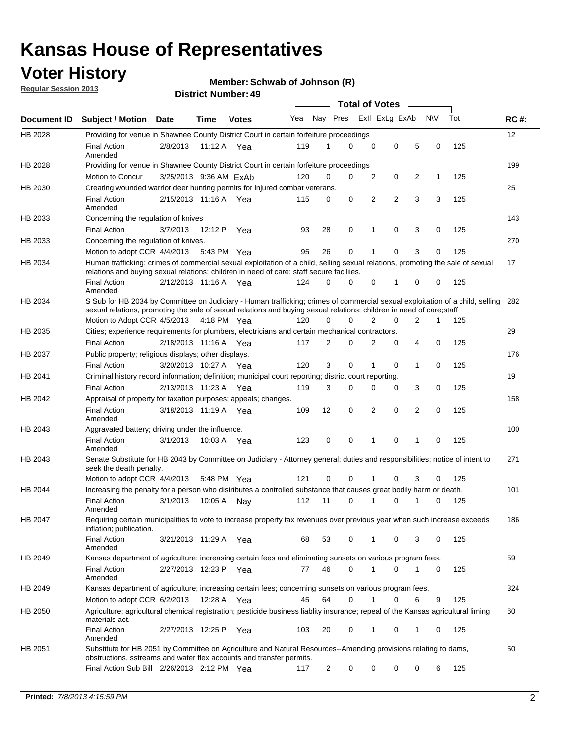# Kansas House of Representatives

## Voter History

**Regular Session 2013**

**Member: Schwab of Johnson (R)**

**District Number: 49**

| Document ID | Subject / Motion | Date | Time | Votes | Yea | Nay | Pres | ExII | ExLg | ExAb | N\V | Tot | RC #: |
|---|---|---|---|---|---|---|---|---|---|---|---|---|---|
| HB 2028 | Providing for venue in Shawnee County District Court in certain forfeiture proceedings | | | | | | | | | | | | 12 |
| | Final Action Amended | 2/8/2013 | 11:12 A | Yea | 119 | 1 | 0 | 0 | 0 | 5 | 0 | 125 | |
| HB 2028 | Providing for venue in Shawnee County District Court in certain forfeiture proceedings | | | | | | | | | | | | 199 |
| | Motion to Concur | 3/25/2013 | 9:36 AM | ExAb | 120 | 0 | 0 | 2 | 0 | 2 | 1 | 125 | |
| HB 2030 | Creating wounded warrior deer hunting permits for injured combat veterans. | | | | | | | | | | | | 25 |
| | Final Action Amended | 2/15/2013 | 11:16 A | Yea | 115 | 0 | 0 | 2 | 2 | 3 | 3 | 125 | |
| HB 2033 | Concerning the regulation of knives | | | | | | | | | | | | 143 |
| | Final Action | 3/7/2013 | 12:12 P | Yea | 93 | 28 | 0 | 1 | 0 | 3 | 0 | 125 | |
| HB 2033 | Concerning the regulation of knives. | | | | | | | | | | | | 270 |
| | Motion to adopt CCR | 4/4/2013 | 5:43 PM | Yea | 95 | 26 | 0 | 1 | 0 | 3 | 0 | 125 | |
| HB 2034 | Human trafficking; crimes of commercial sexual exploitation of a child, selling sexual relations, promoting the sale of sexual relations and buying sexual relations; children in need of care; staff secure faciliies. | | | | | | | | | | | | 17 |
| | Final Action Amended | 2/12/2013 | 11:16 A | Yea | 124 | 0 | 0 | 0 | 1 | 0 | 0 | 125 | |
| HB 2034 | S Sub for HB 2034 by Committee on Judiciary - Human trafficking; crimes of commercial sexual exploitation of a child, selling sexual relations, promoting the sale of sexual relations and buying sexual relations; children in need of care;staff | | | | | | | | | | | | 282 |
| | Motion to Adopt CCR | 4/5/2013 | 4:18 PM | Yea | 120 | 0 | 0 | 2 | 0 | 2 | 1 | 125 | |
| HB 2035 | Cities; experience requirements for plumbers, electricians and certain mechanical contractors. | | | | | | | | | | | | 29 |
| | Final Action | 2/18/2013 | 11:16 A | Yea | 117 | 2 | 0 | 2 | 0 | 4 | 0 | 125 | |
| HB 2037 | Public property; religious displays; other displays. | | | | | | | | | | | | 176 |
| | Final Action | 3/20/2013 | 10:27 A | Yea | 120 | 3 | 0 | 1 | 0 | 1 | 0 | 125 | |
| HB 2041 | Criminal history record information; definition; municipal court reporting; district court reporting. | | | | | | | | | | | | 19 |
| | Final Action | 2/13/2013 | 11:23 A | Yea | 119 | 3 | 0 | 0 | 0 | 3 | 0 | 125 | |
| HB 2042 | Appraisal of property for taxation purposes; appeals; changes. | | | | | | | | | | | | 158 |
| | Final Action Amended | 3/18/2013 | 11:19 A | Yea | 109 | 12 | 0 | 2 | 0 | 2 | 0 | 125 | |
| HB 2043 | Aggravated battery; driving under the influence. | | | | | | | | | | | | 100 |
| | Final Action Amended | 3/1/2013 | 10:03 A | Yea | 123 | 0 | 0 | 1 | 0 | 1 | 0 | 125 | |
| HB 2043 | Senate Substitute for HB 2043 by Committee on Judiciary - Attorney general; duties and responsibilities; notice of intent to seek the death penalty. | | | | | | | | | | | | 271 |
| | Motion to adopt CCR | 4/4/2013 | 5:48 PM | Yea | 121 | 0 | 0 | 1 | 0 | 3 | 0 | 125 | |
| HB 2044 | Increasing the penalty for a person who distributes a controlled substance that causes great bodily harm or death. | | | | | | | | | | | | 101 |
| | Final Action Amended | 3/1/2013 | 10:05 A | Nay | 112 | 11 | 0 | 1 | 0 | 1 | 0 | 125 | |
| HB 2047 | Requiring certain municipalities to vote to increase property tax revenues over previous year when such increase exceeds inflation; publication. | | | | | | | | | | | | 186 |
| | Final Action Amended | 3/21/2013 | 11:29 A | Yea | 68 | 53 | 0 | 1 | 0 | 3 | 0 | 125 | |
| HB 2049 | Kansas department of agriculture; increasing certain fees and eliminating sunsets on various program fees. | | | | | | | | | | | | 59 |
| | Final Action Amended | 2/27/2013 | 12:23 P | Yea | 77 | 46 | 0 | 1 | 0 | 1 | 0 | 125 | |
| HB 2049 | Kansas department of agriculture; increasing certain fees; concerning sunsets on various program fees. | | | | | | | | | | | | 324 |
| | Motion to adopt CCR | 6/2/2013 | 12:28 A | Yea | 45 | 64 | 0 | 1 | 0 | 6 | 9 | 125 | |
| HB 2050 | Agriculture; agricultural chemical registration; pesticide business liablity insurance; repeal of the Kansas agricultural liming materials act. | | | | | | | | | | | | 60 |
| | Final Action Amended | 2/27/2013 | 12:25 P | Yea | 103 | 20 | 0 | 1 | 0 | 1 | 0 | 125 | |
| HB 2051 | Substitute for HB 2051 by Committee on Agriculture and Natural Resources--Amending provisions relating to dams, obstructions, sstreams and water flex accounts and transfer permits. | | | | | | | | | | | | 50 |
| | Final Action Sub Bill | 2/26/2013 | 2:12 PM | Yea | 117 | 2 | 0 | 0 | 0 | 0 | 6 | 125 | |

**Printed:** *7/8/2013 4:15:59 PM*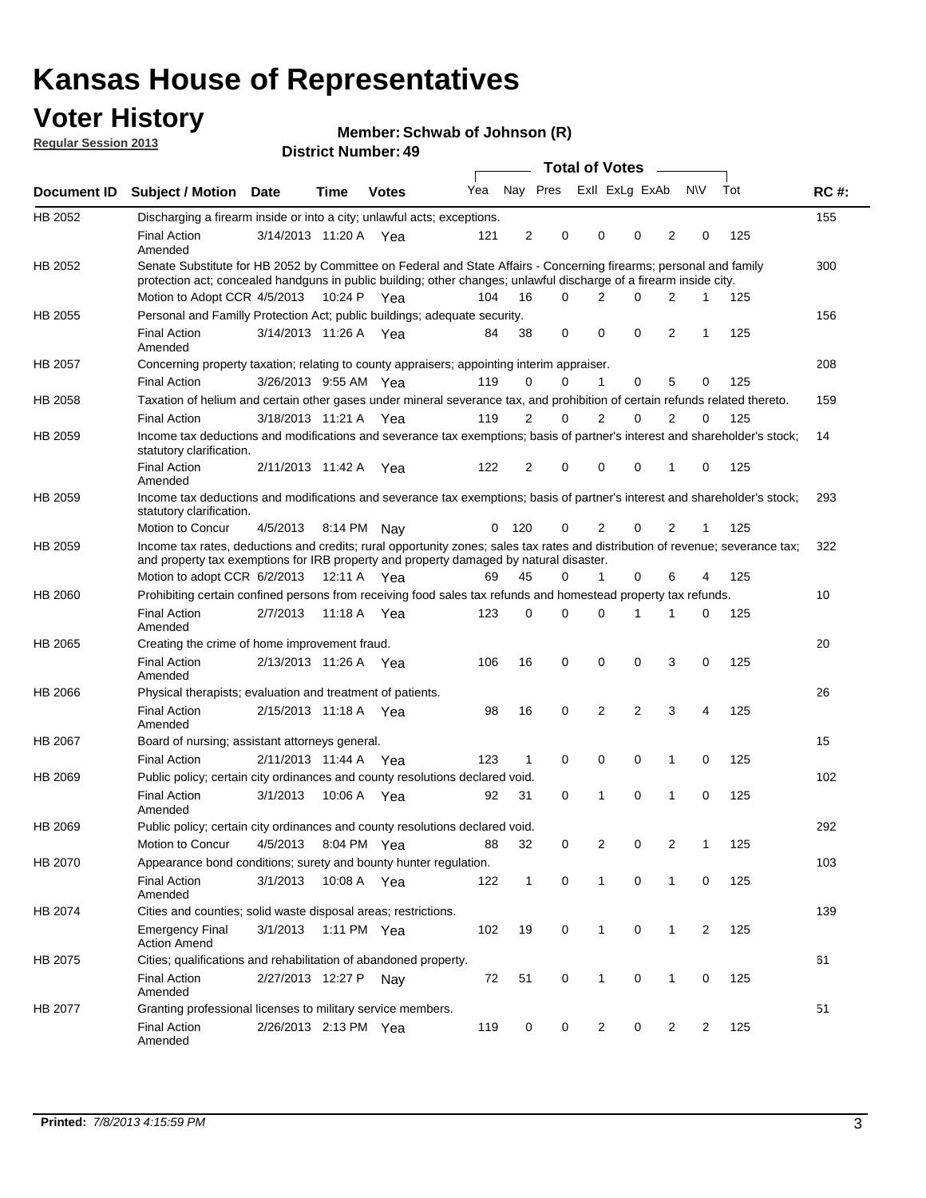# Kansas House of Representatives

## Voter History

**Regular Session 2013**

**Member: Schwab of Johnson (R)**

**District Number: 49**

| Document ID | Subject / Motion | Date | Time | Votes | Yea | Nay | Pres | ExII | ExLg | ExAb | N\V | Tot | RC #: |
|---|---|---|---|---|---|---|---|---|---|---|---|---|---|
| HB 2052 | Discharging a firearm inside or into a city; unlawful acts; exceptions. | | | | | | | | | | | | 155 |
| | Final Action Amended | 3/14/2013 | 11:20 A | Yea | 121 | 2 | 0 | 0 | 0 | 2 | 0 | 125 | |
| HB 2052 | Senate Substitute for HB 2052 by Committee on Federal and State Affairs - Concerning firearms; personal and family protection act; concealed handguns in public building; other changes; unlawful discharge of a firearm inside city. | | | | | | | | | | | | 300 |
| | Motion to Adopt CCR | 4/5/2013 | 10:24 P | Yea | 104 | 16 | 0 | 2 | 0 | 2 | 1 | 125 | |
| HB 2055 | Personal and Familly Protection Act; public buildings; adequate security. | | | | | | | | | | | | 156 |
| | Final Action Amended | 3/14/2013 | 11:26 A | Yea | 84 | 38 | 0 | 0 | 0 | 2 | 1 | 125 | |
| HB 2057 | Concerning property taxation; relating to county appraisers; appointing interim appraiser. | | | | | | | | | | | | 208 |
| | Final Action | 3/26/2013 | 9:55 AM | Yea | 119 | 0 | 0 | 1 | 0 | 5 | 0 | 125 | |
| HB 2058 | Taxation of helium and certain other gases under mineral severance tax, and prohibition of certain refunds related thereto. | | | | | | | | | | | | 159 |
| | Final Action | 3/18/2013 | 11:21 A | Yea | 119 | 2 | 0 | 2 | 0 | 2 | 0 | 125 | |
| HB 2059 | Income tax deductions and modifications and severance tax exemptions; basis of partner's interest and shareholder's stock; statutory clarification. | | | | | | | | | | | | 14 |
| | Final Action Amended | 2/11/2013 | 11:42 A | Yea | 122 | 2 | 0 | 0 | 0 | 1 | 0 | 125 | |
| HB 2059 | Income tax deductions and modifications and severance tax exemptions; basis of partner's interest and shareholder's stock; statutory clarification. | | | | | | | | | | | | 293 |
| | Motion to Concur | 4/5/2013 | 8:14 PM | Nay | 0 | 120 | 0 | 2 | 0 | 2 | 1 | 125 | |
| HB 2059 | Income tax rates, deductions and credits; rural opportunity zones; sales tax rates and distribution of revenue; severance tax; and property tax exemptions for IRB property and property damaged by natural disaster. | | | | | | | | | | | | 322 |
| | Motion to adopt CCR | 6/2/2013 | 12:11 A | Yea | 69 | 45 | 0 | 1 | 0 | 6 | 4 | 125 | |
| HB 2060 | Prohibiting certain confined persons from receiving food sales tax refunds and homestead property tax refunds. | | | | | | | | | | | | 10 |
| | Final Action Amended | 2/7/2013 | 11:18 A | Yea | 123 | 0 | 0 | 0 | 1 | 1 | 0 | 125 | |
| HB 2065 | Creating the crime of home improvement fraud. | | | | | | | | | | | | 20 |
| | Final Action Amended | 2/13/2013 | 11:26 A | Yea | 106 | 16 | 0 | 0 | 0 | 3 | 0 | 125 | |
| HB 2066 | Physical therapists; evaluation and treatment of patients. | | | | | | | | | | | | 26 |
| | Final Action Amended | 2/15/2013 | 11:18 A | Yea | 98 | 16 | 0 | 2 | 2 | 3 | 4 | 125 | |
| HB 2067 | Board of nursing; assistant attorneys general. | | | | | | | | | | | | 15 |
| | Final Action | 2/11/2013 | 11:44 A | Yea | 123 | 1 | 0 | 0 | 0 | 1 | 0 | 125 | |
| HB 2069 | Public policy; certain city ordinances and county resolutions declared void. | | | | | | | | | | | | 102 |
| | Final Action Amended | 3/1/2013 | 10:06 A | Yea | 92 | 31 | 0 | 1 | 0 | 1 | 0 | 125 | |
| HB 2069 | Public policy; certain city ordinances and county resolutions declared void. | | | | | | | | | | | | 292 |
| | Motion to Concur | 4/5/2013 | 8:04 PM | Yea | 88 | 32 | 0 | 2 | 0 | 2 | 1 | 125 | |
| HB 2070 | Appearance bond conditions; surety and bounty hunter regulation. | | | | | | | | | | | | 103 |
| | Final Action Amended | 3/1/2013 | 10:08 A | Yea | 122 | 1 | 0 | 1 | 0 | 1 | 0 | 125 | |
| HB 2074 | Cities and counties; solid waste disposal areas; restrictions. | | | | | | | | | | | | 139 |
| | Emergency Final Action Amend | 3/1/2013 | 1:11 PM | Yea | 102 | 19 | 0 | 1 | 0 | 1 | 2 | 125 | |
| HB 2075 | Cities; qualifications and rehabilitation of abandoned property. | | | | | | | | | | | | 61 |
| | Final Action Amended | 2/27/2013 | 12:27 P | Nay | 72 | 51 | 0 | 1 | 0 | 1 | 0 | 125 | |
| HB 2077 | Granting professional licenses to military service members. | | | | | | | | | | | | 51 |
| | Final Action Amended | 2/26/2013 | 2:13 PM | Yea | 119 | 0 | 0 | 2 | 0 | 2 | 2 | 125 | |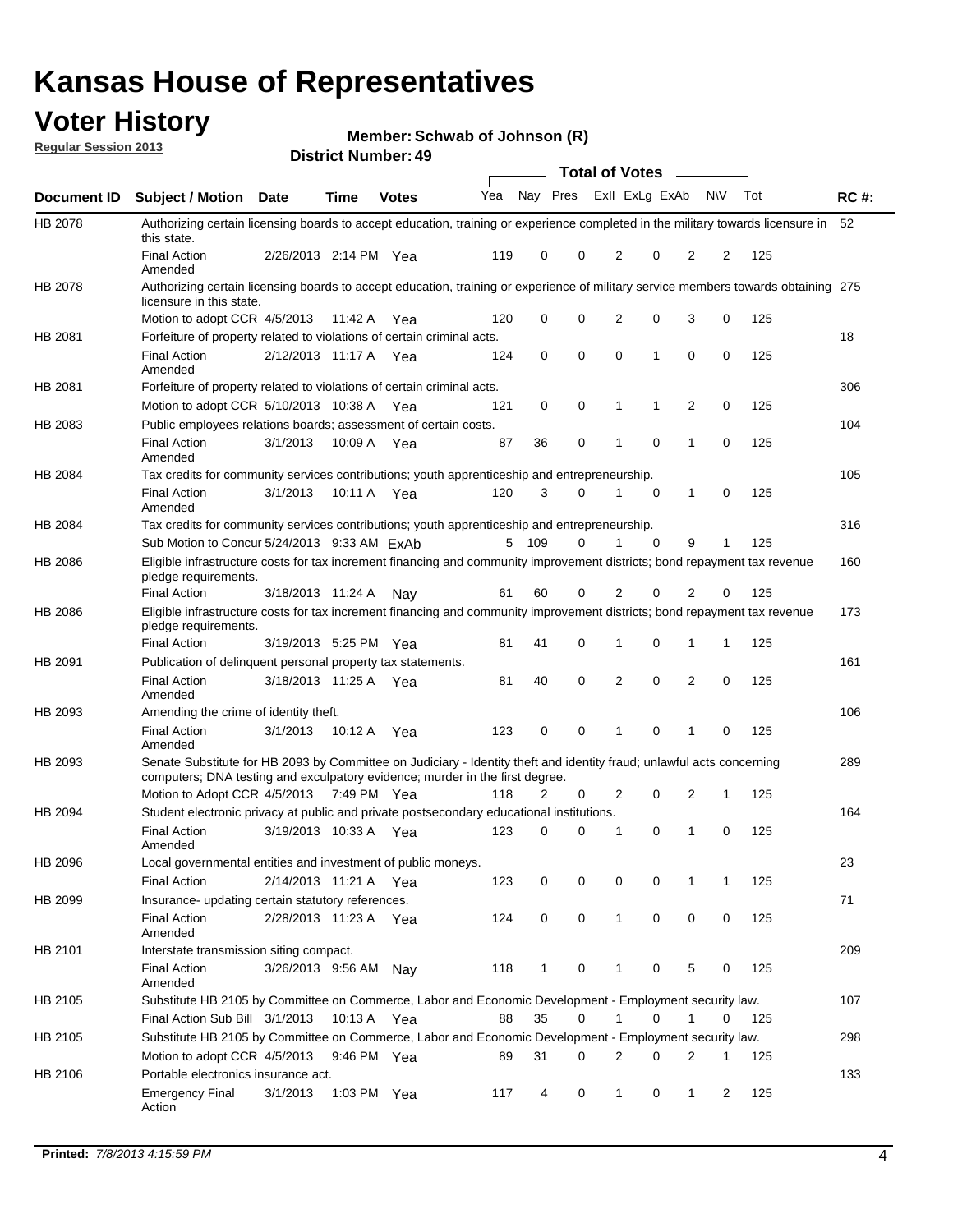# Kansas House of Representatives

## Voter History

**Regular Session 2013**

**Member: Schwab of Johnson (R)**

**District Number: 49**

| Document ID | Subject / Motion | Date | Time | Votes | Yea | Nay | Pres | ExII | ExLg | ExAb | N\V | Tot | RC #: |
|---|---|---|---|---|---|---|---|---|---|---|---|---|---|
| HB 2078 | Authorizing certain licensing boards to accept education, training or experience completed in the military towards licensure in this state. | | | | | | | | | | | | 52 |
| | Final Action Amended | 2/26/2013 | 2:14 PM | Yea | 119 | 0 | 0 | 2 | 0 | 2 | 2 | 125 | |
| HB 2078 | Authorizing certain licensing boards to accept education, training or experience of military service members towards obtaining licensure in this state. | | | | | | | | | | | | 275 |
| | Motion to adopt CCR | 4/5/2013 | 11:42 A | Yea | 120 | 0 | 0 | 2 | 0 | 3 | 0 | 125 | |
| HB 2081 | Forfeiture of property related to violations of certain criminal acts. | | | | | | | | | | | | 18 |
| | Final Action Amended | 2/12/2013 | 11:17 A | Yea | 124 | 0 | 0 | 0 | 1 | 0 | 0 | 125 | |
| HB 2081 | Forfeiture of property related to violations of certain criminal acts. | | | | | | | | | | | | 306 |
| | Motion to adopt CCR | 5/10/2013 | 10:38 A | Yea | 121 | 0 | 0 | 1 | 1 | 2 | 0 | 125 | |
| HB 2083 | Public employees relations boards; assessment of certain costs. | | | | | | | | | | | | 104 |
| | Final Action Amended | 3/1/2013 | 10:09 A | Yea | 87 | 36 | 0 | 1 | 0 | 1 | 0 | 125 | |
| HB 2084 | Tax credits for community services contributions; youth apprenticeship and entrepreneurship. | | | | | | | | | | | | 105 |
| | Final Action Amended | 3/1/2013 | 10:11 A | Yea | 120 | 3 | 0 | 1 | 0 | 1 | 0 | 125 | |
| HB 2084 | Tax credits for community services contributions; youth apprenticeship and entrepreneurship. | | | | | | | | | | | | 316 |
| | Sub Motion to Concur | 5/24/2013 | 9:33 AM | ExAb | 5 | 109 | 0 | 1 | 0 | 9 | 1 | 125 | |
| HB 2086 | Eligible infrastructure costs for tax increment financing and community improvement districts; bond repayment tax revenue pledge requirements. | | | | | | | | | | | | 160 |
| | Final Action | 3/18/2013 | 11:24 A | Nay | 61 | 60 | 0 | 2 | 0 | 2 | 0 | 125 | |
| HB 2086 | Eligible infrastructure costs for tax increment financing and community improvement districts; bond repayment tax revenue pledge requirements. | | | | | | | | | | | | 173 |
| | Final Action | 3/19/2013 | 5:25 PM | Yea | 81 | 41 | 0 | 1 | 0 | 1 | 1 | 125 | |
| HB 2091 | Publication of delinquent personal property tax statements. | | | | | | | | | | | | 161 |
| | Final Action Amended | 3/18/2013 | 11:25 A | Yea | 81 | 40 | 0 | 2 | 0 | 2 | 0 | 125 | |
| HB 2093 | Amending the crime of identity theft. | | | | | | | | | | | | 106 |
| | Final Action Amended | 3/1/2013 | 10:12 A | Yea | 123 | 0 | 0 | 1 | 0 | 1 | 0 | 125 | |
| HB 2093 | Senate Substitute for HB 2093 by Committee on Judiciary - Identity theft and identity fraud; unlawful acts concerning computers; DNA testing and exculpatory evidence; murder in the first degree. | | | | | | | | | | | | 289 |
| | Motion to Adopt CCR | 4/5/2013 | 7:49 PM | Yea | 118 | 2 | 0 | 2 | 0 | 2 | 1 | 125 | |
| HB 2094 | Student electronic privacy at public and private postsecondary educational institutions. | | | | | | | | | | | | 164 |
| | Final Action Amended | 3/19/2013 | 10:33 A | Yea | 123 | 0 | 0 | 1 | 0 | 1 | 0 | 125 | |
| HB 2096 | Local governmental entities and investment of public moneys. | | | | | | | | | | | | 23 |
| | Final Action | 2/14/2013 | 11:21 A | Yea | 123 | 0 | 0 | 0 | 0 | 1 | 1 | 125 | |
| HB 2099 | Insurance- updating certain statutory references. | | | | | | | | | | | | 71 |
| | Final Action Amended | 2/28/2013 | 11:23 A | Yea | 124 | 0 | 0 | 1 | 0 | 0 | 0 | 125 | |
| HB 2101 | Interstate transmission siting compact. | | | | | | | | | | | | 209 |
| | Final Action Amended | 3/26/2013 | 9:56 AM | Nay | 118 | 1 | 0 | 1 | 0 | 5 | 0 | 125 | |
| HB 2105 | Substitute HB 2105 by Committee on Commerce, Labor and Economic Development - Employment security law. | | | | | | | | | | | | 107 |
| | Final Action Sub Bill | 3/1/2013 | 10:13 A | Yea | 88 | 35 | 0 | 1 | 0 | 1 | 0 | 125 | |
| HB 2105 | Substitute HB 2105 by Committee on Commerce, Labor and Economic Development - Employment security law. | | | | | | | | | | | | 298 |
| | Motion to adopt CCR | 4/5/2013 | 9:46 PM | Yea | 89 | 31 | 0 | 2 | 0 | 2 | 1 | 125 | |
| HB 2106 | Portable electronics insurance act. | | | | | | | | | | | | 133 |
| | Emergency Final Action | 3/1/2013 | 1:03 PM | Yea | 117 | 4 | 0 | 1 | 0 | 1 | 2 | 125 | |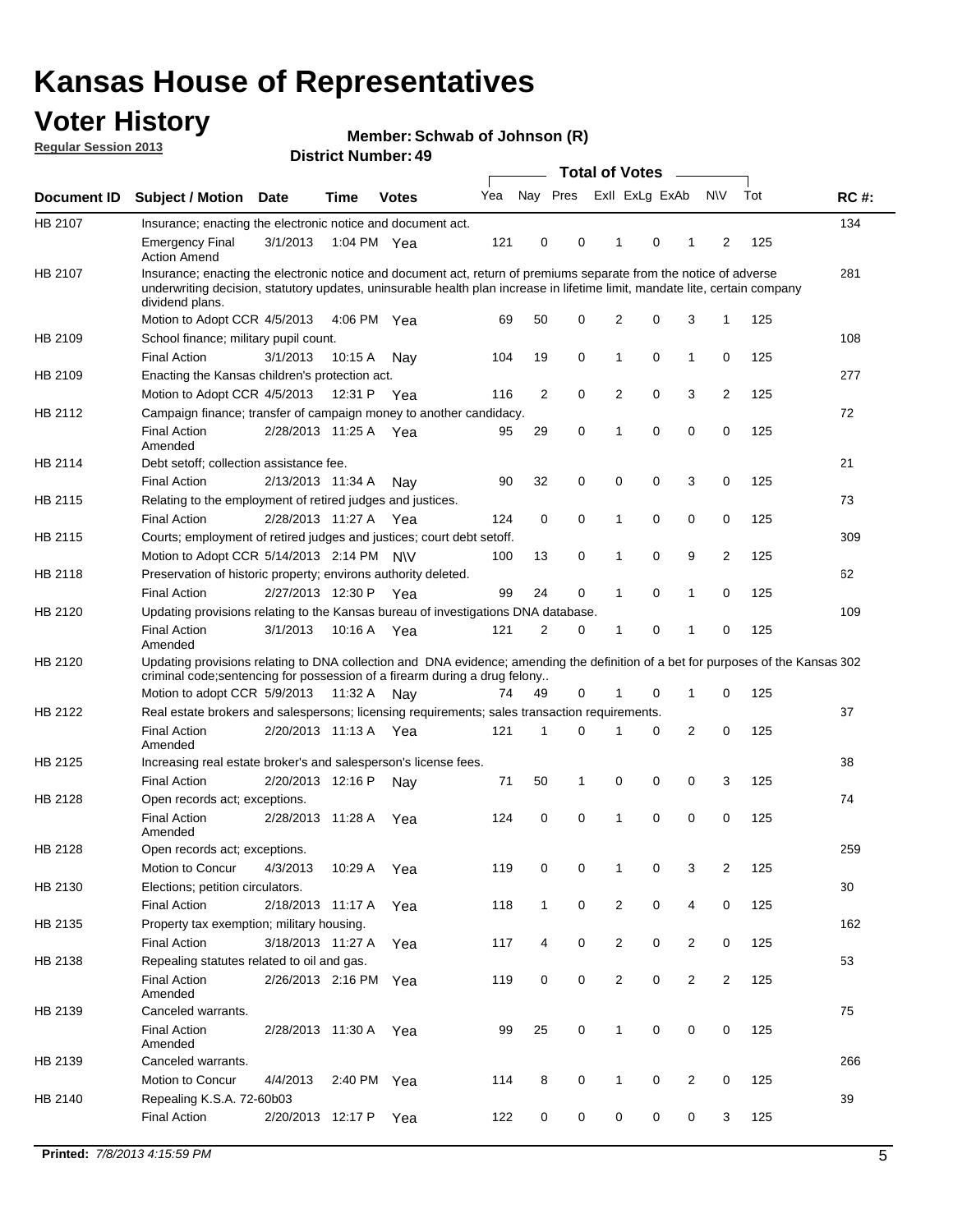# Kansas House of Representatives

## Voter History

**Regular Session 2013**

**Member: Schwab of Johnson (R)**

**District Number: 49**

| Document ID | Subject / Motion | Date | Time | Votes | Yea | Nay | Pres | ExII | ExLg | ExAb | N\V | Tot | RC #: |
|---|---|---|---|---|---|---|---|---|---|---|---|---|---|
| HB 2107 | Insurance; enacting the electronic notice and document act. | | | | | | | | | | | | 134 |
| | Emergency Final Action Amend | 3/1/2013 | 1:04 PM | Yea | 121 | 0 | 0 | 1 | 0 | 1 | 2 | 125 | |
| HB 2107 | Insurance; enacting the electronic notice and document act, return of premiums separate from the notice of adverse underwriting decision, statutory updates, uninsurable health plan increase in lifetime limit, mandate lite, certain company dividend plans. | | | | | | | | | | | | 281 |
| | Motion to Adopt CCR | 4/5/2013 | 4:06 PM | Yea | 69 | 50 | 0 | 2 | 0 | 3 | 1 | 125 | |
| HB 2109 | School finance; military pupil count. | | | | | | | | | | | | 108 |
| | Final Action | 3/1/2013 | 10:15 A | Nay | 104 | 19 | 0 | 1 | 0 | 1 | 0 | 125 | |
| HB 2109 | Enacting the Kansas children's protection act. | | | | | | | | | | | | 277 |
| | Motion to Adopt CCR | 4/5/2013 | 12:31 P | Yea | 116 | 2 | 0 | 2 | 0 | 3 | 2 | 125 | |
| HB 2112 | Campaign finance; transfer of campaign money to another candidacy. | | | | | | | | | | | | 72 |
| | Final Action Amended | 2/28/2013 | 11:25 A | Yea | 95 | 29 | 0 | 1 | 0 | 0 | 0 | 125 | |
| HB 2114 | Debt setoff; collection assistance fee. | | | | | | | | | | | | 21 |
| | Final Action | 2/13/2013 | 11:34 A | Nay | 90 | 32 | 0 | 0 | 0 | 3 | 0 | 125 | |
| HB 2115 | Relating to the employment of retired judges and justices. | | | | | | | | | | | | 73 |
| | Final Action | 2/28/2013 | 11:27 A | Yea | 124 | 0 | 0 | 1 | 0 | 0 | 0 | 125 | |
| HB 2115 | Courts; employment of retired judges and justices; court debt setoff. | | | | | | | | | | | | 309 |
| | Motion to Adopt CCR | 5/14/2013 | 2:14 PM | N\V | 100 | 13 | 0 | 1 | 0 | 9 | 2 | 125 | |
| HB 2118 | Preservation of historic property; environs authority deleted. | | | | | | | | | | | | 62 |
| | Final Action | 2/27/2013 | 12:30 P | Yea | 99 | 24 | 0 | 1 | 0 | 1 | 0 | 125 | |
| HB 2120 | Updating provisions relating to the Kansas bureau of investigations DNA database. | | | | | | | | | | | | 109 |
| | Final Action Amended | 3/1/2013 | 10:16 A | Yea | 121 | 2 | 0 | 1 | 0 | 1 | 0 | 125 | |
| HB 2120 | Updating provisions relating to DNA collection and DNA evidence; amending the definition of a bet for purposes of the Kansas criminal code;sentencing for possession of a firearm during a drug felony.. | | | | | | | | | | | | 302 |
| | Motion to adopt CCR | 5/9/2013 | 11:32 A | Nay | 74 | 49 | 0 | 1 | 0 | 1 | 0 | 125 | |
| HB 2122 | Real estate brokers and salespersons; licensing requirements; sales transaction requirements. | | | | | | | | | | | | 37 |
| | Final Action Amended | 2/20/2013 | 11:13 A | Yea | 121 | 1 | 0 | 1 | 0 | 2 | 0 | 125 | |
| HB 2125 | Increasing real estate broker's and salesperson's license fees. | | | | | | | | | | | | 38 |
| | Final Action | 2/20/2013 | 12:16 P | Nay | 71 | 50 | 1 | 0 | 0 | 0 | 3 | 125 | |
| HB 2128 | Open records act; exceptions. | | | | | | | | | | | | 74 |
| | Final Action Amended | 2/28/2013 | 11:28 A | Yea | 124 | 0 | 0 | 1 | 0 | 0 | 0 | 125 | |
| HB 2128 | Open records act; exceptions. | | | | | | | | | | | | 259 |
| | Motion to Concur | 4/3/2013 | 10:29 A | Yea | 119 | 0 | 0 | 1 | 0 | 3 | 2 | 125 | |
| HB 2130 | Elections; petition circulators. | | | | | | | | | | | | 30 |
| | Final Action | 2/18/2013 | 11:17 A | Yea | 118 | 1 | 0 | 2 | 0 | 4 | 0 | 125 | |
| HB 2135 | Property tax exemption; military housing. | | | | | | | | | | | | 162 |
| | Final Action | 3/18/2013 | 11:27 A | Yea | 117 | 4 | 0 | 2 | 0 | 2 | 0 | 125 | |
| HB 2138 | Repealing statutes related to oil and gas. | | | | | | | | | | | | 53 |
| | Final Action Amended | 2/26/2013 | 2:16 PM | Yea | 119 | 0 | 0 | 2 | 0 | 2 | 2 | 125 | |
| HB 2139 | Canceled warrants. | | | | | | | | | | | | 75 |
| | Final Action Amended | 2/28/2013 | 11:30 A | Yea | 99 | 25 | 0 | 1 | 0 | 0 | 0 | 125 | |
| HB 2139 | Canceled warrants. | | | | | | | | | | | | 266 |
| | Motion to Concur | 4/4/2013 | 2:40 PM | Yea | 114 | 8 | 0 | 1 | 0 | 2 | 0 | 125 | |
| HB 2140 | Repealing K.S.A. 72-60b03 | | | | | | | | | | | | 39 |
| | Final Action | 2/20/2013 | 12:17 P | Yea | 122 | 0 | 0 | 0 | 0 | 0 | 3 | 125 | |

**Printed:** *7/8/2013 4:15:59 PM*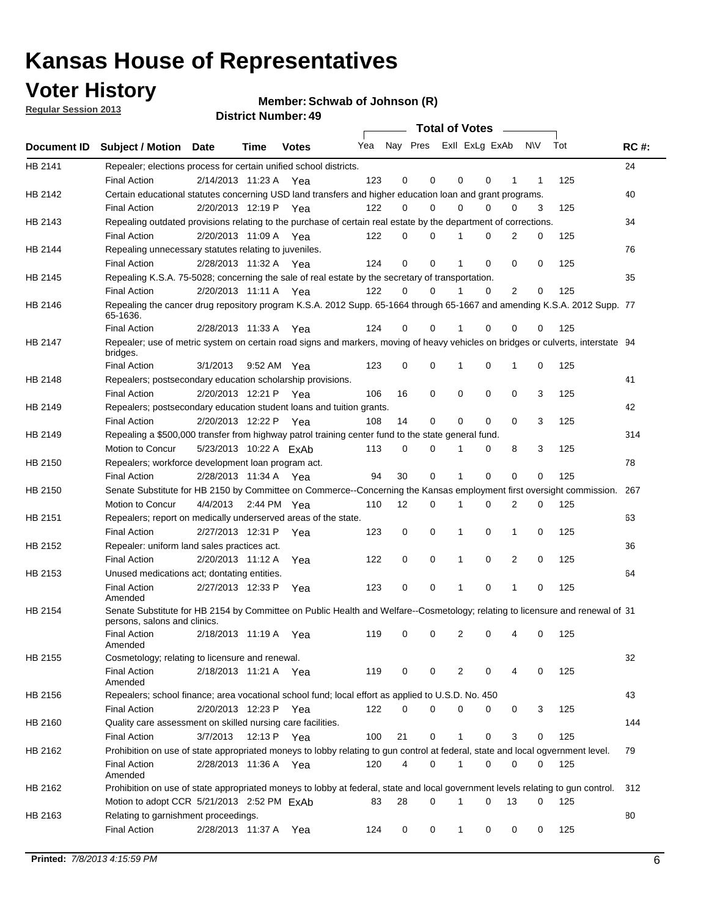# Kansas House of Representatives

## Voter History

**Regular Session 2013**

**Member: Schwab of Johnson (R)**

**District Number: 49**

| Document ID | Subject / Motion | Date | Time | Votes | Yea | Nay | Pres | ExII | ExLg | ExAb | N\V | Tot | RC #: |
|---|---|---|---|---|---|---|---|---|---|---|---|---|---|
| HB 2141 | Repealer; elections process for certain unified school districts. | | | | | | | | | | | | 24 |
| | Final Action | 2/14/2013 | 11:23 A | Yea | 123 | 0 | 0 | 0 | 0 | 1 | 1 | 125 | |
| HB 2142 | Certain educational statutes concerning USD land transfers and higher education loan and grant programs. | | | | | | | | | | | | 40 |
| | Final Action | 2/20/2013 | 12:19 P | Yea | 122 | 0 | 0 | 0 | 0 | 0 | 3 | 125 | |
| HB 2143 | Repealing outdated provisions relating to the purchase of certain real estate by the department of corrections. | | | | | | | | | | | | 34 |
| | Final Action | 2/20/2013 | 11:09 A | Yea | 122 | 0 | 0 | 1 | 0 | 2 | 0 | 125 | |
| HB 2144 | Repealing unnecessary statutes relating to juveniles. | | | | | | | | | | | | 76 |
| | Final Action | 2/28/2013 | 11:32 A | Yea | 124 | 0 | 0 | 1 | 0 | 0 | 0 | 125 | |
| HB 2145 | Repealing K.S.A. 75-5028; concerning the sale of real estate by the secretary of transportation. | | | | | | | | | | | | 35 |
| | Final Action | 2/20/2013 | 11:11 A | Yea | 122 | 0 | 0 | 1 | 0 | 2 | 0 | 125 | |
| HB 2146 | Repealing the cancer drug repository program K.S.A. 2012 Supp. 65-1664 through 65-1667 and amending K.S.A. 2012 Supp. 65-1636. | | | | | | | | | | | | 77 |
| | Final Action | 2/28/2013 | 11:33 A | Yea | 124 | 0 | 0 | 1 | 0 | 0 | 0 | 125 | |
| HB 2147 | Repealer; use of metric system on certain road signs and markers, moving of heavy vehicles on bridges or culverts, interstate bridges. | | | | | | | | | | | | 94 |
| | Final Action | 3/1/2013 | 9:52 AM | Yea | 123 | 0 | 0 | 1 | 0 | 1 | 0 | 125 | |
| HB 2148 | Repealers; postsecondary education scholarship provisions. | | | | | | | | | | | | 41 |
| | Final Action | 2/20/2013 | 12:21 P | Yea | 106 | 16 | 0 | 0 | 0 | 0 | 3 | 125 | |
| HB 2149 | Repealers; postsecondary education student loans and tuition grants. | | | | | | | | | | | | 42 |
| | Final Action | 2/20/2013 | 12:22 P | Yea | 108 | 14 | 0 | 0 | 0 | 0 | 3 | 125 | |
| HB 2149 | Repealing a $500,000 transfer from highway patrol training center fund to the state general fund. | | | | | | | | | | | | 314 |
| | Motion to Concur | 5/23/2013 | 10:22 A | ExAb | 113 | 0 | 0 | 1 | 0 | 8 | 3 | 125 | |
| HB 2150 | Repealers; workforce development loan program act. | | | | | | | | | | | | 78 |
| | Final Action | 2/28/2013 | 11:34 A | Yea | 94 | 30 | 0 | 1 | 0 | 0 | 0 | 125 | |
| HB 2150 | Senate Substitute for HB 2150 by Committee on Commerce--Concerning the Kansas employment first oversight commission. | | | | | | | | | | | | 267 |
| | Motion to Concur | 4/4/2013 | 2:44 PM | Yea | 110 | 12 | 0 | 1 | 0 | 2 | 0 | 125 | |
| HB 2151 | Repealers; report on medically underserved areas of the state. | | | | | | | | | | | | 63 |
| | Final Action | 2/27/2013 | 12:31 P | Yea | 123 | 0 | 0 | 1 | 0 | 1 | 0 | 125 | |
| HB 2152 | Repealer: uniform land sales practices act. | | | | | | | | | | | | 36 |
| | Final Action | 2/20/2013 | 11:12 A | Yea | 122 | 0 | 0 | 1 | 0 | 2 | 0 | 125 | |
| HB 2153 | Unused medications act; dontating entities. | | | | | | | | | | | | 64 |
| | Final Action Amended | 2/27/2013 | 12:33 P | Yea | 123 | 0 | 0 | 1 | 0 | 1 | 0 | 125 | |
| HB 2154 | Senate Substitute for HB 2154 by Committee on Public Health and Welfare--Cosmetology; relating to licensure and renewal of persons, salons and clinics. | | | | | | | | | | | | 31 |
| | Final Action Amended | 2/18/2013 | 11:19 A | Yea | 119 | 0 | 0 | 2 | 0 | 4 | 0 | 125 | |
| HB 2155 | Cosmetology; relating to licensure and renewal. | | | | | | | | | | | | 32 |
| | Final Action Amended | 2/18/2013 | 11:21 A | Yea | 119 | 0 | 0 | 2 | 0 | 4 | 0 | 125 | |
| HB 2156 | Repealers; school finance; area vocational school fund; local effort as applied to U.S.D. No. 450 | | | | | | | | | | | | 43 |
| | Final Action | 2/20/2013 | 12:23 P | Yea | 122 | 0 | 0 | 0 | 0 | 0 | 3 | 125 | |
| HB 2160 | Quality care assessment on skilled nursing care facilities. | | | | | | | | | | | | 144 |
| | Final Action | 3/7/2013 | 12:13 P | Yea | 100 | 21 | 0 | 1 | 0 | 3 | 0 | 125 | |
| HB 2162 | Prohibition on use of state appropriated moneys to lobby relating to gun control at federal, state and local ogvernment level. | | | | | | | | | | | | 79 |
| | Final Action Amended | 2/28/2013 | 11:36 A | Yea | 120 | 4 | 0 | 1 | 0 | 0 | 0 | 125 | |
| HB 2162 | Prohibition on use of state appropriated moneys to lobby at federal, state and local government levels relating to gun control. | | | | | | | | | | | | 312 |
| | Motion to adopt CCR | 5/21/2013 | 2:52 PM | ExAb | 83 | 28 | 0 | 1 | 0 | 13 | 0 | 125 | |
| HB 2163 | Relating to garnishment proceedings. | | | | | | | | | | | | 80 |
| | Final Action | 2/28/2013 | 11:37 A | Yea | 124 | 0 | 0 | 1 | 0 | 0 | 0 | 125 | |

**Printed:** *7/8/2013 4:15:59 PM*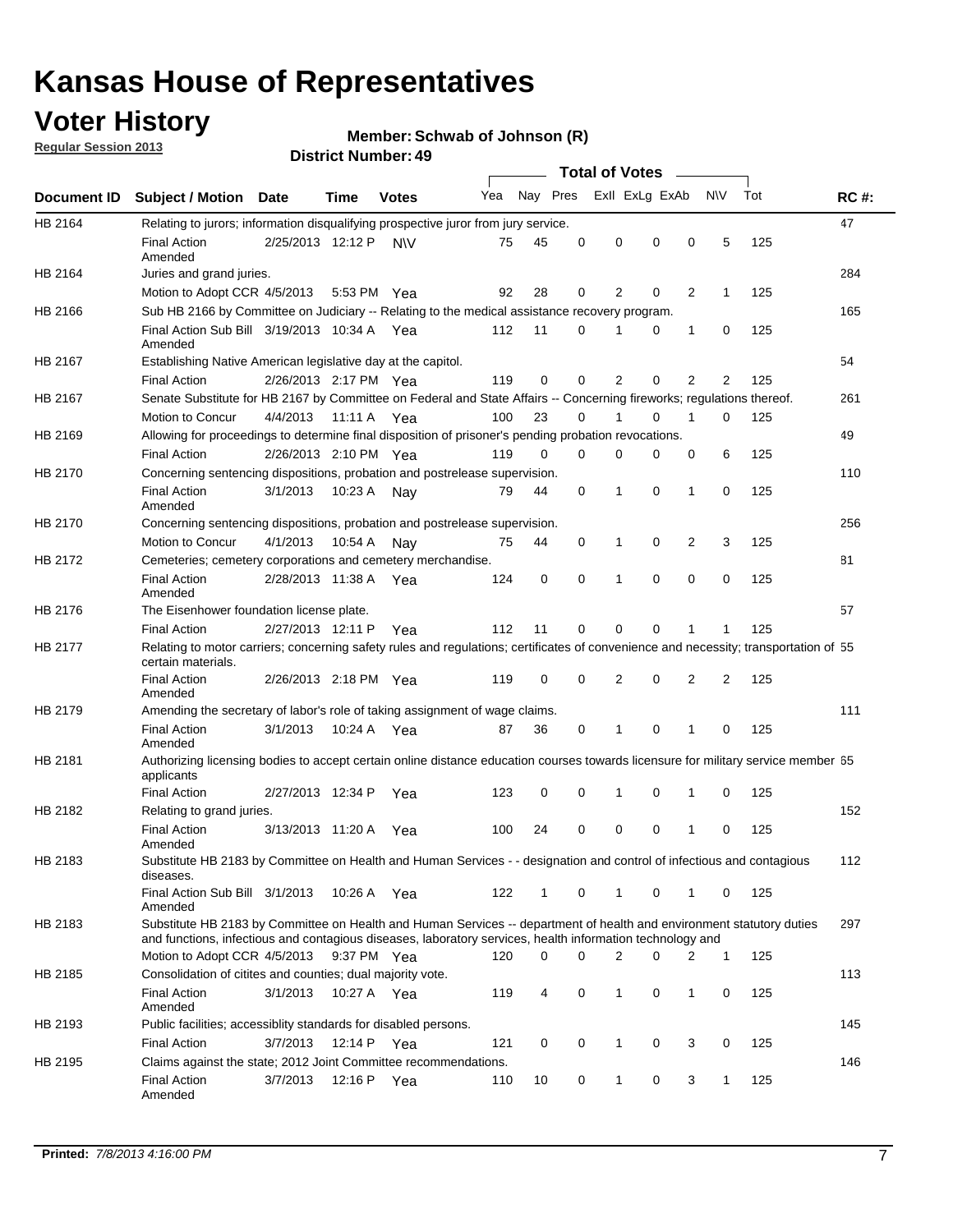# Kansas House of Representatives

## Voter History

**Regular Session 2013**

**Member: Schwab of Johnson (R)**

**District Number: 49**

| Document ID | Subject / Motion | Date | Time | Votes | Yea | Nay | Pres | ExII | ExLg | ExAb | N\V | Tot | RC #: |
|---|---|---|---|---|---|---|---|---|---|---|---|---|---|
| HB 2164 | Relating to jurors; information disqualifying prospective juror from jury service. | | | | | | | | | | | | 47 |
| | Final Action Amended | 2/25/2013 | 12:12 P | N\V | 75 | 45 | 0 | 0 | 0 | 0 | 5 | 125 | |
| HB 2164 | Juries and grand juries. | | | | | | | | | | | | 284 |
| | Motion to Adopt CCR | 4/5/2013 | 5:53 PM | Yea | 92 | 28 | 0 | 2 | 0 | 2 | 1 | 125 | |
| HB 2166 | Sub HB 2166 by Committee on Judiciary -- Relating to the medical assistance recovery program. | | | | | | | | | | | | 165 |
| | Final Action Sub Bill Amended | 3/19/2013 | 10:34 A | Yea | 112 | 11 | 0 | 1 | 0 | 1 | 0 | 125 | |
| HB 2167 | Establishing Native American legislative day at the capitol. | | | | | | | | | | | | 54 |
| | Final Action | 2/26/2013 | 2:17 PM | Yea | 119 | 0 | 0 | 2 | 0 | 2 | 2 | 125 | |
| HB 2167 | Senate Substitute for HB 2167 by Committee on Federal and State Affairs -- Concerning fireworks; regulations thereof. | | | | | | | | | | | | 261 |
| | Motion to Concur | 4/4/2013 | 11:11 A | Yea | 100 | 23 | 0 | 1 | 0 | 1 | 0 | 125 | |
| HB 2169 | Allowing for proceedings to determine final disposition of prisoner's pending probation revocations. | | | | | | | | | | | | 49 |
| | Final Action | 2/26/2013 | 2:10 PM | Yea | 119 | 0 | 0 | 0 | 0 | 0 | 6 | 125 | |
| HB 2170 | Concerning sentencing dispositions, probation and postrelease supervision. | | | | | | | | | | | | 110 |
| | Final Action Amended | 3/1/2013 | 10:23 A | Nay | 79 | 44 | 0 | 1 | 0 | 1 | 0 | 125 | |
| HB 2170 | Concerning sentencing dispositions, probation and postrelease supervision. | | | | | | | | | | | | 256 |
| | Motion to Concur | 4/1/2013 | 10:54 A | Nay | 75 | 44 | 0 | 1 | 0 | 2 | 3 | 125 | |
| HB 2172 | Cemeteries; cemetery corporations and cemetery merchandise. | | | | | | | | | | | | 81 |
| | Final Action Amended | 2/28/2013 | 11:38 A | Yea | 124 | 0 | 0 | 1 | 0 | 0 | 0 | 125 | |
| HB 2176 | The Eisenhower foundation license plate. | | | | | | | | | | | | 57 |
| | Final Action | 2/27/2013 | 12:11 P | Yea | 112 | 11 | 0 | 0 | 0 | 1 | 1 | 125 | |
| HB 2177 | Relating to motor carriers; concerning safety rules and regulations; certificates of convenience and necessity; transportation of certain materials. | | | | | | | | | | | | 55 |
| | Final Action Amended | 2/26/2013 | 2:18 PM | Yea | 119 | 0 | 0 | 2 | 0 | 2 | 2 | 125 | |
| HB 2179 | Amending the secretary of labor's role of taking assignment of wage claims. | | | | | | | | | | | | 111 |
| | Final Action Amended | 3/1/2013 | 10:24 A | Yea | 87 | 36 | 0 | 1 | 0 | 1 | 0 | 125 | |
| HB 2181 | Authorizing licensing bodies to accept certain online distance education courses towards licensure for military service member applicants | | | | | | | | | | | | 65 |
| | Final Action | 2/27/2013 | 12:34 P | Yea | 123 | 0 | 0 | 1 | 0 | 1 | 0 | 125 | |
| HB 2182 | Relating to grand juries. | | | | | | | | | | | | 152 |
| | Final Action Amended | 3/13/2013 | 11:20 A | Yea | 100 | 24 | 0 | 0 | 0 | 1 | 0 | 125 | |
| HB 2183 | Substitute HB 2183 by Committee on Health and Human Services - - designation and control of infectious and contagious diseases. | | | | | | | | | | | | 112 |
| | Final Action Sub Bill Amended | 3/1/2013 | 10:26 A | Yea | 122 | 1 | 0 | 1 | 0 | 1 | 0 | 125 | |
| HB 2183 | Substitute HB 2183 by Committee on Health and Human Services -- department of health and environment statutory duties and functions, infectious and contagious diseases, laboratory services, health information technology and | | | | | | | | | | | | 297 |
| | Motion to Adopt CCR | 4/5/2013 | 9:37 PM | Yea | 120 | 0 | 0 | 2 | 0 | 2 | 1 | 125 | |
| HB 2185 | Consolidation of citites and counties; dual majority vote. | | | | | | | | | | | | 113 |
| | Final Action Amended | 3/1/2013 | 10:27 A | Yea | 119 | 4 | 0 | 1 | 0 | 1 | 0 | 125 | |
| HB 2193 | Public facilities; accessiblity standards for disabled persons. | | | | | | | | | | | | 145 |
| | Final Action | 3/7/2013 | 12:14 P | Yea | 121 | 0 | 0 | 1 | 0 | 3 | 0 | 125 | |
| HB 2195 | Claims against the state; 2012 Joint Committee recommendations. | | | | | | | | | | | | 146 |
| | Final Action Amended | 3/7/2013 | 12:16 P | Yea | 110 | 10 | 0 | 1 | 0 | 3 | 1 | 125 | |

**Printed:** *7/8/2013 4:16:00 PM*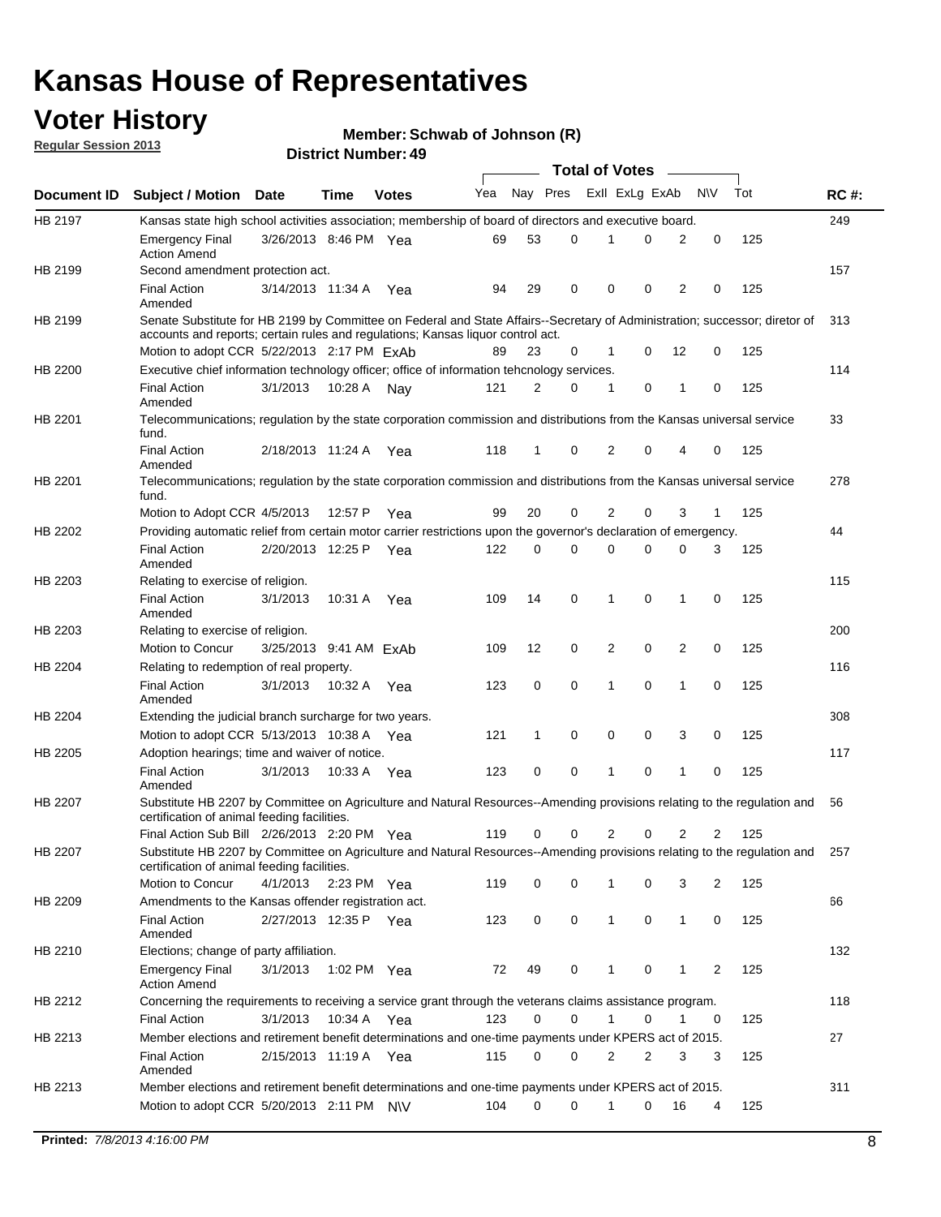# Kansas House of Representatives

## Voter History

**Regular Session 2013**

**Member: Schwab of Johnson (R)**

**District Number: 49**

| Document ID | Subject / Motion | Date | Time | Votes | Yea | Nay | Pres | ExII | ExLg | ExAb | N\V | Tot | RC #: |
|---|---|---|---|---|---|---|---|---|---|---|---|---|---|
| HB 2197 | Kansas state high school activities association; membership of board of directors and executive board. | | | | | | | | | | | | 249 |
| | Emergency Final Action Amend | 3/26/2013 | 8:46 PM | Yea | 69 | 53 | 0 | 1 | 0 | 2 | 0 | 125 | |
| HB 2199 | Second amendment protection act. | | | | | | | | | | | | 157 |
| | Final Action Amended | 3/14/2013 | 11:34 A | Yea | 94 | 29 | 0 | 0 | 0 | 2 | 0 | 125 | |
| HB 2199 | Senate Substitute for HB 2199 by Committee on Federal and State Affairs--Secretary of Administration; successor; diretor of accounts and reports; certain rules and regulations; Kansas liquor control act. | | | | | | | | | | | | 313 |
| | Motion to adopt CCR | 5/22/2013 | 2:17 PM | ExAb | 89 | 23 | 0 | 1 | 0 | 12 | 0 | 125 | |
| HB 2200 | Executive chief information technology officer; office of information tehcnology services. | | | | | | | | | | | | 114 |
| | Final Action Amended | 3/1/2013 | 10:28 A | Nay | 121 | 2 | 0 | 1 | 0 | 1 | 0 | 125 | |
| HB 2201 | Telecommunications; regulation by the state corporation commission and distributions from the Kansas universal service fund. | | | | | | | | | | | | 33 |
| | Final Action Amended | 2/18/2013 | 11:24 A | Yea | 118 | 1 | 0 | 2 | 0 | 4 | 0 | 125 | |
| HB 2201 | Telecommunications; regulation by the state corporation commission and distributions from the Kansas universal service fund. | | | | | | | | | | | | 278 |
| | Motion to Adopt CCR | 4/5/2013 | 12:57 P | Yea | 99 | 20 | 0 | 2 | 0 | 3 | 1 | 125 | |
| HB 2202 | Providing automatic relief from certain motor carrier restrictions upon the governor's declaration of emergency. | | | | | | | | | | | | 44 |
| | Final Action Amended | 2/20/2013 | 12:25 P | Yea | 122 | 0 | 0 | 0 | 0 | 0 | 3 | 125 | |
| HB 2203 | Relating to exercise of religion. | | | | | | | | | | | | 115 |
| | Final Action Amended | 3/1/2013 | 10:31 A | Yea | 109 | 14 | 0 | 1 | 0 | 1 | 0 | 125 | |
| HB 2203 | Relating to exercise of religion. | | | | | | | | | | | | 200 |
| | Motion to Concur | 3/25/2013 | 9:41 AM | ExAb | 109 | 12 | 0 | 2 | 0 | 2 | 0 | 125 | |
| HB 2204 | Relating to redemption of real property. | | | | | | | | | | | | 116 |
| | Final Action Amended | 3/1/2013 | 10:32 A | Yea | 123 | 0 | 0 | 1 | 0 | 1 | 0 | 125 | |
| HB 2204 | Extending the judicial branch surcharge for two years. | | | | | | | | | | | | 308 |
| | Motion to adopt CCR | 5/13/2013 | 10:38 A | Yea | 121 | 1 | 0 | 0 | 0 | 3 | 0 | 125 | |
| HB 2205 | Adoption hearings; time and waiver of notice. | | | | | | | | | | | | 117 |
| | Final Action Amended | 3/1/2013 | 10:33 A | Yea | 123 | 0 | 0 | 1 | 0 | 1 | 0 | 125 | |
| HB 2207 | Substitute HB 2207 by Committee on Agriculture and Natural Resources--Amending provisions relating to the regulation and certification of animal feeding facilities. | | | | | | | | | | | | 56 |
| | Final Action Sub Bill | 2/26/2013 | 2:20 PM | Yea | 119 | 0 | 0 | 2 | 0 | 2 | 2 | 125 | |
| HB 2207 | Substitute HB 2207 by Committee on Agriculture and Natural Resources--Amending provisions relating to the regulation and certification of animal feeding facilities. | | | | | | | | | | | | 257 |
| | Motion to Concur | 4/1/2013 | 2:23 PM | Yea | 119 | 0 | 0 | 1 | 0 | 3 | 2 | 125 | |
| HB 2209 | Amendments to the Kansas offender registration act. | | | | | | | | | | | | 66 |
| | Final Action Amended | 2/27/2013 | 12:35 P | Yea | 123 | 0 | 0 | 1 | 0 | 1 | 0 | 125 | |
| HB 2210 | Elections; change of party affiliation. | | | | | | | | | | | | 132 |
| | Emergency Final Action Amend | 3/1/2013 | 1:02 PM | Yea | 72 | 49 | 0 | 1 | 0 | 1 | 2 | 125 | |
| HB 2212 | Concerning the requirements to receiving a service grant through the veterans claims assistance program. | | | | | | | | | | | | 118 |
| | Final Action | 3/1/2013 | 10:34 A | Yea | 123 | 0 | 0 | 1 | 0 | 1 | 0 | 125 | |
| HB 2213 | Member elections and retirement benefit determinations and one-time payments under KPERS act of 2015. | | | | | | | | | | | | 27 |
| | Final Action Amended | 2/15/2013 | 11:19 A | Yea | 115 | 0 | 0 | 2 | 2 | 3 | 3 | 125 | |
| HB 2213 | Member elections and retirement benefit determinations and one-time payments under KPERS act of 2015. | | | | | | | | | | | | 311 |
| | Motion to adopt CCR | 5/20/2013 | 2:11 PM | N\V | 104 | 0 | 0 | 1 | 0 | 16 | 4 | 125 | |

**Printed:** *7/8/2013 4:16:00 PM*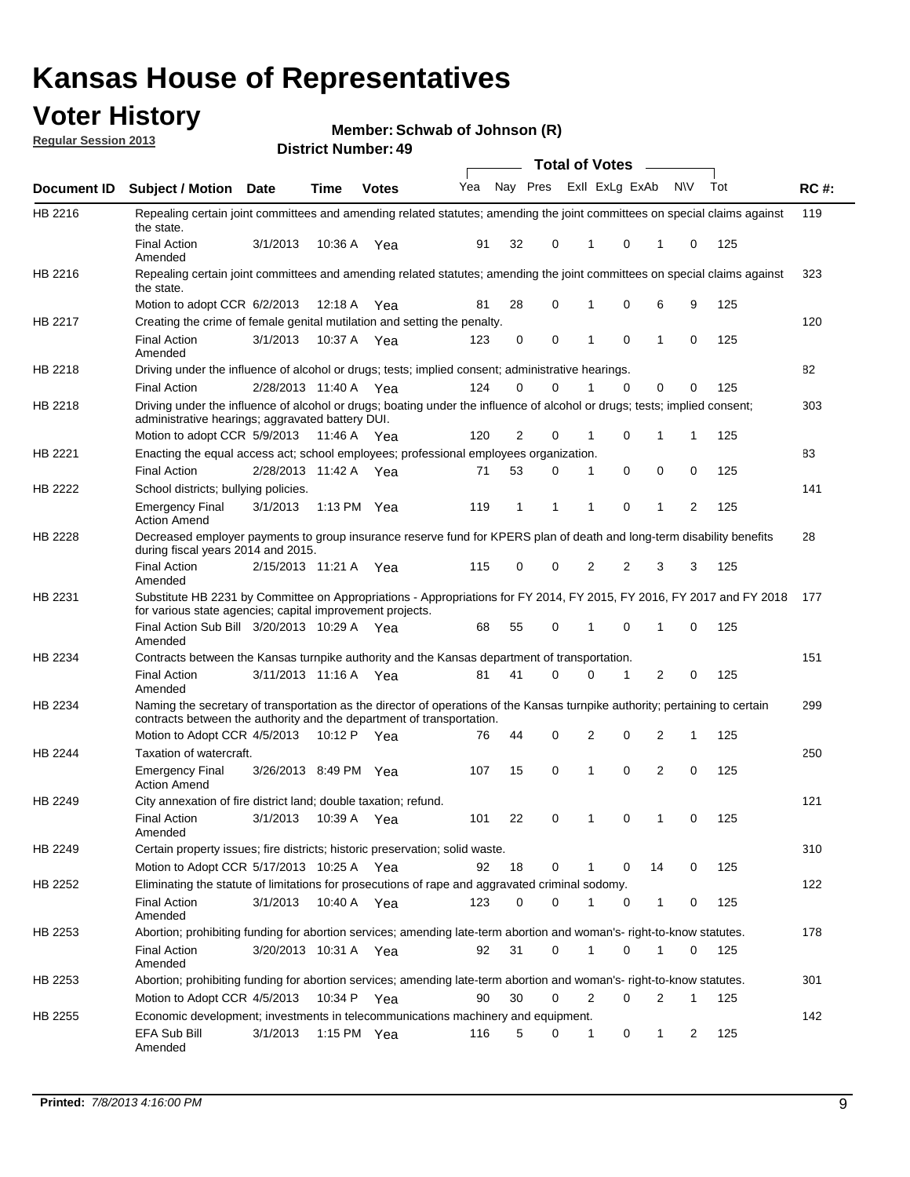# Kansas House of Representatives

## Voter History

**Regular Session 2013**

**Member: Schwab of Johnson (R)**

**District Number: 49**

| Document ID | Subject / Motion | Date | Time | Votes | Yea | Nay | Pres | ExlI | ExLg | ExAb | N\V | Tot | RC #: |
|---|---|---|---|---|---|---|---|---|---|---|---|---|---|
| HB 2216 | Repealing certain joint committees and amending related statutes; amending the joint committees on special claims against the state. | | | | | | | | | | | | 119 |
| | Final Action Amended | 3/1/2013 | 10:36 A | Yea | 91 | 32 | 0 | 1 | 0 | 1 | 0 | 125 | |
| HB 2216 | Repealing certain joint committees and amending related statutes; amending the joint committees on special claims against the state. | | | | | | | | | | | | 323 |
| | Motion to adopt CCR | 6/2/2013 | 12:18 A | Yea | 81 | 28 | 0 | 1 | 0 | 6 | 9 | 125 | |
| HB 2217 | Creating the crime of female genital mutilation and setting the penalty. | | | | | | | | | | | | 120 |
| | Final Action Amended | 3/1/2013 | 10:37 A | Yea | 123 | 0 | 0 | 1 | 0 | 1 | 0 | 125 | |
| HB 2218 | Driving under the influence of alcohol or drugs; tests; implied consent; administrative hearings. | | | | | | | | | | | | 82 |
| | Final Action | 2/28/2013 | 11:40 A | Yea | 124 | 0 | 0 | 1 | 0 | 0 | 0 | 125 | |
| HB 2218 | Driving under the influence of alcohol or drugs; boating under the influence of alcohol or drugs; tests; implied consent; administrative hearings; aggravated battery DUI. | | | | | | | | | | | | 303 |
| | Motion to adopt CCR | 5/9/2013 | 11:46 A | Yea | 120 | 2 | 0 | 1 | 0 | 1 | 1 | 125 | |
| HB 2221 | Enacting the equal access act; school employees; professional employees organization. | | | | | | | | | | | | 83 |
| | Final Action | 2/28/2013 | 11:42 A | Yea | 71 | 53 | 0 | 1 | 0 | 0 | 0 | 125 | |
| HB 2222 | School districts; bullying policies. | | | | | | | | | | | | 141 |
| | Emergency Final Action Amend | 3/1/2013 | 1:13 PM | Yea | 119 | 1 | 1 | 1 | 0 | 1 | 2 | 125 | |
| HB 2228 | Decreased employer payments to group insurance reserve fund for KPERS plan of death and long-term disability benefits during fiscal years 2014 and 2015. | | | | | | | | | | | | 28 |
| | Final Action Amended | 2/15/2013 | 11:21 A | Yea | 115 | 0 | 0 | 2 | 2 | 3 | 3 | 125 | |
| HB 2231 | Substitute HB 2231 by Committee on Appropriations - Appropriations for FY 2014, FY 2015, FY 2016, FY 2017 and FY 2018 for various state agencies; capital improvement projects. | | | | | | | | | | | | 177 |
| | Final Action Sub Bill Amended | 3/20/2013 | 10:29 A | Yea | 68 | 55 | 0 | 1 | 0 | 1 | 0 | 125 | |
| HB 2234 | Contracts between the Kansas turnpike authority and the Kansas department of transportation. | | | | | | | | | | | | 151 |
| | Final Action Amended | 3/11/2013 | 11:16 A | Yea | 81 | 41 | 0 | 0 | 1 | 2 | 0 | 125 | |
| HB 2234 | Naming the secretary of transportation as the director of operations of the Kansas turnpike authority; pertaining to certain contracts between the authority and the department of transportation. | | | | | | | | | | | | 299 |
| | Motion to Adopt CCR | 4/5/2013 | 10:12 P | Yea | 76 | 44 | 0 | 2 | 0 | 2 | 1 | 125 | |
| HB 2244 | Taxation of watercraft. | | | | | | | | | | | | 250 |
| | Emergency Final Action Amend | 3/26/2013 | 8:49 PM | Yea | 107 | 15 | 0 | 1 | 0 | 2 | 0 | 125 | |
| HB 2249 | City annexation of fire district land; double taxation; refund. | | | | | | | | | | | | 121 |
| | Final Action Amended | 3/1/2013 | 10:39 A | Yea | 101 | 22 | 0 | 1 | 0 | 1 | 0 | 125 | |
| HB 2249 | Certain property issues; fire districts; historic preservation; solid waste. | | | | | | | | | | | | 310 |
| | Motion to Adopt CCR | 5/17/2013 | 10:25 A | Yea | 92 | 18 | 0 | 1 | 0 | 14 | 0 | 125 | |
| HB 2252 | Eliminating the statute of limitations for prosecutions of rape and aggravated criminal sodomy. | | | | | | | | | | | | 122 |
| | Final Action Amended | 3/1/2013 | 10:40 A | Yea | 123 | 0 | 0 | 1 | 0 | 1 | 0 | 125 | |
| HB 2253 | Abortion; prohibiting funding for abortion services; amending late-term abortion and woman's- right-to-know statutes. | | | | | | | | | | | | 178 |
| | Final Action Amended | 3/20/2013 | 10:31 A | Yea | 92 | 31 | 0 | 1 | 0 | 1 | 0 | 125 | |
| HB 2253 | Abortion; prohibiting funding for abortion services; amending late-term abortion and woman's- right-to-know statutes. | | | | | | | | | | | | 301 |
| | Motion to Adopt CCR | 4/5/2013 | 10:34 P | Yea | 90 | 30 | 0 | 2 | 0 | 2 | 1 | 125 | |
| HB 2255 | Economic development; investments in telecommunications machinery and equipment. | | | | | | | | | | | | 142 |
| | EFA Sub Bill Amended | 3/1/2013 | 1:15 PM | Yea | 116 | 5 | 0 | 1 | 0 | 1 | 2 | 125 | |

**Printed:** *7/8/2013 4:16:00 PM*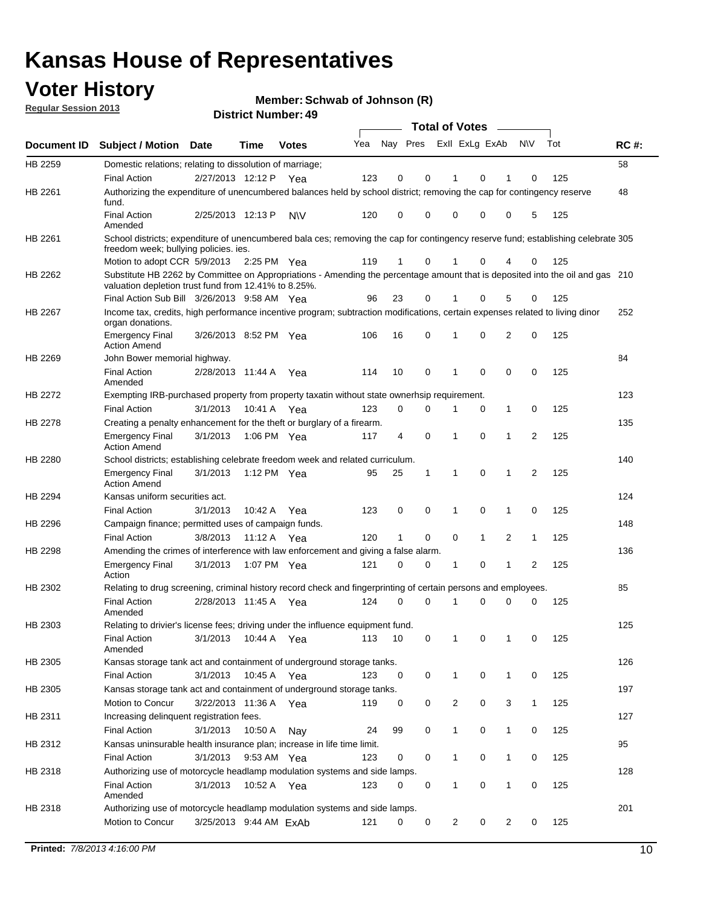# Kansas House of Representatives

## Voter History

**Regular Session 2013**

**Member: Schwab of Johnson (R)**

**District Number: 49**

| Document ID | Subject / Motion | Date | Time | Votes | Yea | Nay | Pres | ExII | ExLg | ExAb | N\V | Tot | RC #: |
|---|---|---|---|---|---|---|---|---|---|---|---|---|---|
| HB 2259 | Domestic relations; relating to dissolution of marriage; | | | | | | | | | | | | 58 |
| | Final Action | 2/27/2013 | 12:12 P | Yea | 123 | 0 | 0 | 1 | 0 | 1 | 0 | 125 | |
| HB 2261 | Authorizing the expenditure of unencumbered balances held by school district; removing the cap for contingency reserve fund. | | | | | | | | | | | | 48 |
| | Final Action Amended | 2/25/2013 | 12:13 P | N\V | 120 | 0 | 0 | 0 | 0 | 0 | 5 | 125 | |
| HB 2261 | School districts; expenditure of unencumbered bala ces; removing the cap for contingency reserve fund; establishing celebrate freedom week; bullying policies. ies. | | | | | | | | | | | | 305 |
| | Motion to adopt CCR | 5/9/2013 | 2:25 PM | Yea | 119 | 1 | 0 | 1 | 0 | 4 | 0 | 125 | |
| HB 2262 | Substitute HB 2262 by Committee on Appropriations - Amending the percentage amount that is deposited into the oil and gas valuation depletion trust fund from 12.41% to 8.25%. | | | | | | | | | | | | 210 |
| | Final Action Sub Bill | 3/26/2013 | 9:58 AM | Yea | 96 | 23 | 0 | 1 | 0 | 5 | 0 | 125 | |
| HB 2267 | Income tax, credits, high performance incentive program; subtraction modifications, certain expenses related to living dinor organ donations. | | | | | | | | | | | | 252 |
| | Emergency Final Action Amend | 3/26/2013 | 8:52 PM | Yea | 106 | 16 | 0 | 1 | 0 | 2 | 0 | 125 | |
| HB 2269 | John Bower memorial highway. | | | | | | | | | | | | 84 |
| | Final Action Amended | 2/28/2013 | 11:44 A | Yea | 114 | 10 | 0 | 1 | 0 | 0 | 0 | 125 | |
| HB 2272 | Exempting IRB-purchased property from property taxatin without state ownerhsip requirement. | | | | | | | | | | | | 123 |
| | Final Action | 3/1/2013 | 10:41 A | Yea | 123 | 0 | 0 | 1 | 0 | 1 | 0 | 125 | |
| HB 2278 | Creating a penalty enhancement for the theft or burglary of a firearm. | | | | | | | | | | | | 135 |
| | Emergency Final Action Amend | 3/1/2013 | 1:06 PM | Yea | 117 | 4 | 0 | 1 | 0 | 1 | 2 | 125 | |
| HB 2280 | School districts; establishing celebrate freedom week and related curriculum. | | | | | | | | | | | | 140 |
| | Emergency Final Action Amend | 3/1/2013 | 1:12 PM | Yea | 95 | 25 | 1 | 1 | 0 | 1 | 2 | 125 | |
| HB 2294 | Kansas uniform securities act. | | | | | | | | | | | | 124 |
| | Final Action | 3/1/2013 | 10:42 A | Yea | 123 | 0 | 0 | 1 | 0 | 1 | 0 | 125 | |
| HB 2296 | Campaign finance; permitted uses of campaign funds. | | | | | | | | | | | | 148 |
| | Final Action | 3/8/2013 | 11:12 A | Yea | 120 | 1 | 0 | 0 | 1 | 2 | 1 | 125 | |
| HB 2298 | Amending the crimes of interference with law enforcement and giving a false alarm. | | | | | | | | | | | | 136 |
| | Emergency Final Action | 3/1/2013 | 1:07 PM | Yea | 121 | 0 | 0 | 1 | 0 | 1 | 2 | 125 | |
| HB 2302 | Relating to drug screening, criminal history record check and fingerprinting of certain persons and employees. | | | | | | | | | | | | 85 |
| | Final Action Amended | 2/28/2013 | 11:45 A | Yea | 124 | 0 | 0 | 1 | 0 | 0 | 0 | 125 | |
| HB 2303 | Relating to drivier's license fees; driving under the influence equipment fund. | | | | | | | | | | | | 125 |
| | Final Action Amended | 3/1/2013 | 10:44 A | Yea | 113 | 10 | 0 | 1 | 0 | 1 | 0 | 125 | |
| HB 2305 | Kansas storage tank act and containment of underground storage tanks. | | | | | | | | | | | | 126 |
| | Final Action | 3/1/2013 | 10:45 A | Yea | 123 | 0 | 0 | 1 | 0 | 1 | 0 | 125 | |
| HB 2305 | Kansas storage tank act and containment of underground storage tanks. | | | | | | | | | | | | 197 |
| | Motion to Concur | 3/22/2013 | 11:36 A | Yea | 119 | 0 | 0 | 2 | 0 | 3 | 1 | 125 | |
| HB 2311 | Increasing delinquent registration fees. | | | | | | | | | | | | 127 |
| | Final Action | 3/1/2013 | 10:50 A | Nay | 24 | 99 | 0 | 1 | 0 | 1 | 0 | 125 | |
| HB 2312 | Kansas uninsurable health insurance plan; increase in life time limit. | | | | | | | | | | | | 95 |
| | Final Action | 3/1/2013 | 9:53 AM | Yea | 123 | 0 | 0 | 1 | 0 | 1 | 0 | 125 | |
| HB 2318 | Authorizing use of motorcycle headlamp modulation systems and side lamps. | | | | | | | | | | | | 128 |
| | Final Action Amended | 3/1/2013 | 10:52 A | Yea | 123 | 0 | 0 | 1 | 0 | 1 | 0 | 125 | |
| HB 2318 | Authorizing use of motorcycle headlamp modulation systems and side lamps. | | | | | | | | | | | | 201 |
| | Motion to Concur | 3/25/2013 | 9:44 AM | ExAb | 121 | 0 | 0 | 2 | 0 | 2 | 0 | 125 | |

**Printed:** *7/8/2013 4:16:00 PM*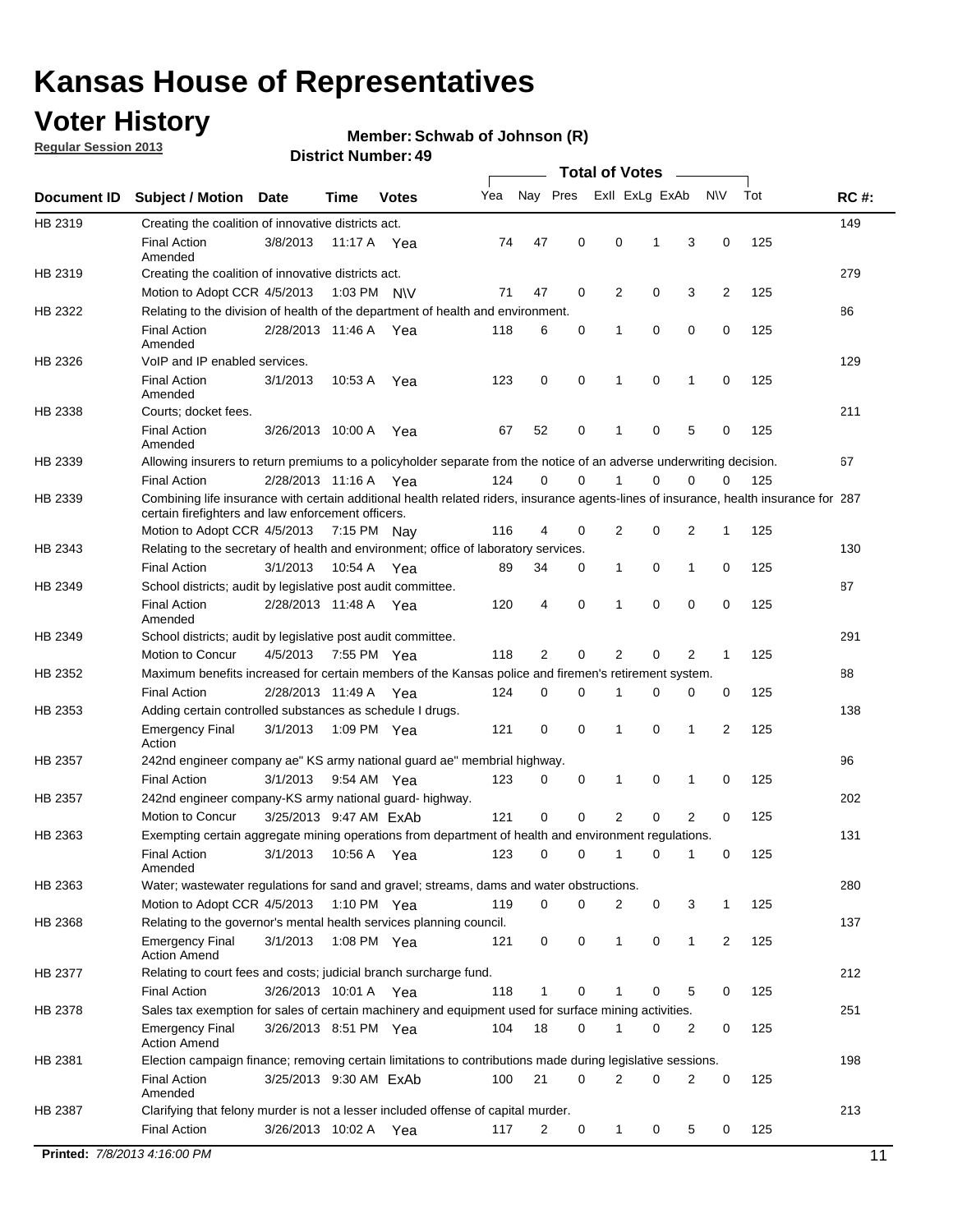# Kansas House of Representatives

## Voter History

**Regular Session 2013**

**Member: Schwab of Johnson (R)**

**District Number: 49**

| Document ID | Subject / Motion | Date | Time | Votes | Yea | Nay | Pres | ExII | ExLg | ExAb | N\V | Tot | RC #: |
|---|---|---|---|---|---|---|---|---|---|---|---|---|---|
| HB 2319 | Creating the coalition of innovative districts act. | | | | | | | | | | | | 149 |
| | Final Action Amended | 3/8/2013 | 11:17 A | Yea | 74 | 47 | 0 | 0 | 1 | 3 | 0 | 125 | |
| HB 2319 | Creating the coalition of innovative districts act. | | | | | | | | | | | | 279 |
| | Motion to Adopt CCR | 4/5/2013 | 1:03 PM | N\V | 71 | 47 | 0 | 2 | 0 | 3 | 2 | 125 | |
| HB 2322 | Relating to the division of health of the department of health and environment. | | | | | | | | | | | | 86 |
| | Final Action Amended | 2/28/2013 | 11:46 A | Yea | 118 | 6 | 0 | 1 | 0 | 0 | 0 | 125 | |
| HB 2326 | VoIP and IP enabled services. | | | | | | | | | | | | 129 |
| | Final Action Amended | 3/1/2013 | 10:53 A | Yea | 123 | 0 | 0 | 1 | 0 | 1 | 0 | 125 | |
| HB 2338 | Courts; docket fees. | | | | | | | | | | | | 211 |
| | Final Action Amended | 3/26/2013 | 10:00 A | Yea | 67 | 52 | 0 | 1 | 0 | 5 | 0 | 125 | |
| HB 2339 | Allowing insurers to return premiums to a policyholder separate from the notice of an adverse underwriting decision. | | | | | | | | | | | | 67 |
| | Final Action | 2/28/2013 | 11:16 A | Yea | 124 | 0 | 0 | 1 | 0 | 0 | 0 | 125 | |
| HB 2339 | Combining life insurance with certain additional health related riders, insurance agents-lines of insurance, health insurance for certain firefighters and law enforcement officers. | | | | | | | | | | | | 287 |
| | Motion to Adopt CCR | 4/5/2013 | 7:15 PM | Nay | 116 | 4 | 0 | 2 | 0 | 2 | 1 | 125 | |
| HB 2343 | Relating to the secretary of health and environment; office of laboratory services. | | | | | | | | | | | | 130 |
| | Final Action | 3/1/2013 | 10:54 A | Yea | 89 | 34 | 0 | 1 | 0 | 1 | 0 | 125 | |
| HB 2349 | School districts; audit by legislative post audit committee. | | | | | | | | | | | | 87 |
| | Final Action Amended | 2/28/2013 | 11:48 A | Yea | 120 | 4 | 0 | 1 | 0 | 0 | 0 | 125 | |
| HB 2349 | School districts; audit by legislative post audit committee. | | | | | | | | | | | | 291 |
| | Motion to Concur | 4/5/2013 | 7:55 PM | Yea | 118 | 2 | 0 | 2 | 0 | 2 | 1 | 125 | |
| HB 2352 | Maximum benefits increased for certain members of the Kansas police and firemen's retirement system. | | | | | | | | | | | | 88 |
| | Final Action | 2/28/2013 | 11:49 A | Yea | 124 | 0 | 0 | 1 | 0 | 0 | 0 | 125 | |
| HB 2353 | Adding certain controlled substances as schedule I drugs. | | | | | | | | | | | | 138 |
| | Emergency Final Action | 3/1/2013 | 1:09 PM | Yea | 121 | 0 | 0 | 1 | 0 | 1 | 2 | 125 | |
| HB 2357 | 242nd engineer company ae" KS army national guard ae" membrial highway. | | | | | | | | | | | | 96 |
| | Final Action | 3/1/2013 | 9:54 AM | Yea | 123 | 0 | 0 | 1 | 0 | 1 | 0 | 125 | |
| HB 2357 | 242nd engineer company-KS army national guard- highway. | | | | | | | | | | | | 202 |
| | Motion to Concur | 3/25/2013 | 9:47 AM | ExAb | 121 | 0 | 0 | 2 | 0 | 2 | 0 | 125 | |
| HB 2363 | Exempting certain aggregate mining operations from department of health and environment regulations. | | | | | | | | | | | | 131 |
| | Final Action Amended | 3/1/2013 | 10:56 A | Yea | 123 | 0 | 0 | 1 | 0 | 1 | 0 | 125 | |
| HB 2363 | Water; wastewater regulations for sand and gravel; streams, dams and water obstructions. | | | | | | | | | | | | 280 |
| | Motion to Adopt CCR | 4/5/2013 | 1:10 PM | Yea | 119 | 0 | 0 | 2 | 0 | 3 | 1 | 125 | |
| HB 2368 | Relating to the governor's mental health services planning council. | | | | | | | | | | | | 137 |
| | Emergency Final Action Amend | 3/1/2013 | 1:08 PM | Yea | 121 | 0 | 0 | 1 | 0 | 1 | 2 | 125 | |
| HB 2377 | Relating to court fees and costs; judicial branch surcharge fund. | | | | | | | | | | | | 212 |
| | Final Action | 3/26/2013 | 10:01 A | Yea | 118 | 1 | 0 | 1 | 0 | 5 | 0 | 125 | |
| HB 2378 | Sales tax exemption for sales of certain machinery and equipment used for surface mining activities. | | | | | | | | | | | | 251 |
| | Emergency Final Action Amend | 3/26/2013 | 8:51 PM | Yea | 104 | 18 | 0 | 1 | 0 | 2 | 0 | 125 | |
| HB 2381 | Election campaign finance; removing certain limitations to contributions made during legislative sessions. | | | | | | | | | | | | 198 |
| | Final Action Amended | 3/25/2013 | 9:30 AM | ExAb | 100 | 21 | 0 | 2 | 0 | 2 | 0 | 125 | |
| HB 2387 | Clarifying that felony murder is not a lesser included offense of capital murder. | | | | | | | | | | | | 213 |
| | Final Action | 3/26/2013 | 10:02 A | Yea | 117 | 2 | 0 | 1 | 0 | 5 | 0 | 125 | |

**Printed:** 7/8/2013 4:16:00 PM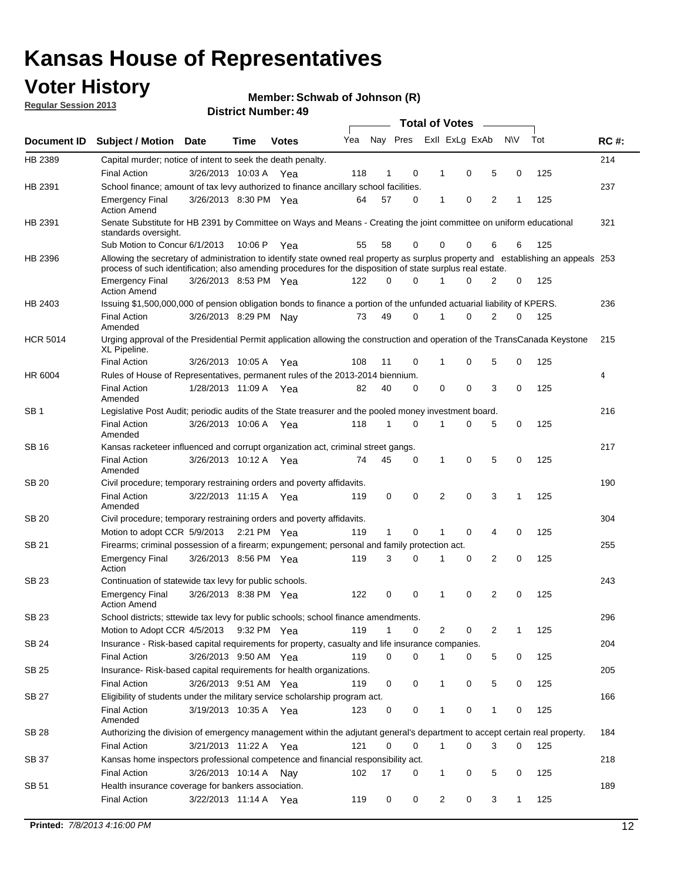# Kansas House of Representatives

## Voter History

**Regular Session 2013**

**Member: Schwab of Johnson (R)**

**District Number: 49**

| Document ID | Subject / Motion | Date | Time | Votes | Yea | Nay | Pres | ExII | ExLg | ExAb | N\V | Tot | RC #: |
|---|---|---|---|---|---|---|---|---|---|---|---|---|---|
| HB 2389 | Capital murder; notice of intent to seek the death penalty. | | | | | | | | | | | | 214 |
| | Final Action | 3/26/2013 | 10:03 A | Yea | 118 | 1 | 0 | 1 | 0 | 5 | 0 | 125 | |
| HB 2391 | School finance; amount of tax levy authorized to finance ancillary school facilities. | | | | | | | | | | | | 237 |
| | Emergency Final Action Amend | 3/26/2013 | 8:30 PM | Yea | 64 | 57 | 0 | 1 | 0 | 2 | 1 | 125 | |
| HB 2391 | Senate Substitute for HB 2391 by Committee on Ways and Means - Creating the joint committee on uniform educational standards oversight. | | | | | | | | | | | | 321 |
| | Sub Motion to Concur | 6/1/2013 | 10:06 P | Yea | 55 | 58 | 0 | 0 | 0 | 6 | 6 | 125 | |
| HB 2396 | Allowing the secretary of administration to identify state owned real property as surplus property and establishing an appeals process of such identification; also amending procedures for the disposition of state surplus real estate. | | | | | | | | | | | | 253 |
| | Emergency Final Action Amend | 3/26/2013 | 8:53 PM | Yea | 122 | 0 | 0 | 1 | 0 | 2 | 0 | 125 | |
| HB 2403 | Issuing $1,500,000,000 of pension obligation bonds to finance a portion of the unfunded actuarial liability of KPERS. | | | | | | | | | | | | 236 |
| | Final Action Amended | 3/26/2013 | 8:29 PM | Nay | 73 | 49 | 0 | 1 | 0 | 2 | 0 | 125 | |
| HCR 5014 | Urging approval of the Presidential Permit application allowing the construction and operation of the TransCanada Keystone XL Pipeline. | | | | | | | | | | | | 215 |
| | Final Action | 3/26/2013 | 10:05 A | Yea | 108 | 11 | 0 | 1 | 0 | 5 | 0 | 125 | |
| HR 6004 | Rules of House of Representatives, permanent rules of the 2013-2014 biennium. | | | | | | | | | | | | 4 |
| | Final Action Amended | 1/28/2013 | 11:09 A | Yea | 82 | 40 | 0 | 0 | 0 | 3 | 0 | 125 | |
| SB 1 | Legislative Post Audit; periodic audits of the State treasurer and the pooled money investment board. | | | | | | | | | | | | 216 |
| | Final Action Amended | 3/26/2013 | 10:06 A | Yea | 118 | 1 | 0 | 1 | 0 | 5 | 0 | 125 | |
| SB 16 | Kansas racketeer influenced and corrupt organization act, criminal street gangs. | | | | | | | | | | | | 217 |
| | Final Action Amended | 3/26/2013 | 10:12 A | Yea | 74 | 45 | 0 | 1 | 0 | 5 | 0 | 125 | |
| SB 20 | Civil procedure; temporary restraining orders and poverty affidavits. | | | | | | | | | | | | 190 |
| | Final Action Amended | 3/22/2013 | 11:15 A | Yea | 119 | 0 | 0 | 2 | 0 | 3 | 1 | 125 | |
| SB 20 | Civil procedure; temporary restraining orders and poverty affidavits. | | | | | | | | | | | | 304 |
| | Motion to adopt CCR | 5/9/2013 | 2:21 PM | Yea | 119 | 1 | 0 | 1 | 0 | 4 | 0 | 125 | |
| SB 21 | Firearms; criminal possession of a firearm; expungement; personal and family protection act. | | | | | | | | | | | | 255 |
| | Emergency Final Action | 3/26/2013 | 8:56 PM | Yea | 119 | 3 | 0 | 1 | 0 | 2 | 0 | 125 | |
| SB 23 | Continuation of statewide tax levy for public schools. | | | | | | | | | | | | 243 |
| | Emergency Final Action Amend | 3/26/2013 | 8:38 PM | Yea | 122 | 0 | 0 | 1 | 0 | 2 | 0 | 125 | |
| SB 23 | School districts; sttewide tax levy for public schools; school finance amendments. | | | | | | | | | | | | 296 |
| | Motion to Adopt CCR | 4/5/2013 | 9:32 PM | Yea | 119 | 1 | 0 | 2 | 0 | 2 | 1 | 125 | |
| SB 24 | Insurance - Risk-based capital requirements for property, casualty and life insurance companies. | | | | | | | | | | | | 204 |
| | Final Action | 3/26/2013 | 9:50 AM | Yea | 119 | 0 | 0 | 1 | 0 | 5 | 0 | 125 | |
| SB 25 | Insurance- Risk-based capital requirements for health organizations. | | | | | | | | | | | | 205 |
| | Final Action | 3/26/2013 | 9:51 AM | Yea | 119 | 0 | 0 | 1 | 0 | 5 | 0 | 125 | |
| SB 27 | Eligibility of students under the military service scholarship program act. | | | | | | | | | | | | 166 |
| | Final Action Amended | 3/19/2013 | 10:35 A | Yea | 123 | 0 | 0 | 1 | 0 | 1 | 0 | 125 | |
| SB 28 | Authorizing the division of emergency management within the adjutant general's department to accept certain real property. | | | | | | | | | | | | 184 |
| | Final Action | 3/21/2013 | 11:22 A | Yea | 121 | 0 | 0 | 1 | 0 | 3 | 0 | 125 | |
| SB 37 | Kansas home inspectors professional competence and financial responsibility act. | | | | | | | | | | | | 218 |
| | Final Action | 3/26/2013 | 10:14 A | Nay | 102 | 17 | 0 | 1 | 0 | 5 | 0 | 125 | |
| SB 51 | Health insurance coverage for bankers association. | | | | | | | | | | | | 189 |
| | Final Action | 3/22/2013 | 11:14 A | Yea | 119 | 0 | 0 | 2 | 0 | 3 | 1 | 125 | |

**Printed:** *7/8/2013 4:16:00 PM*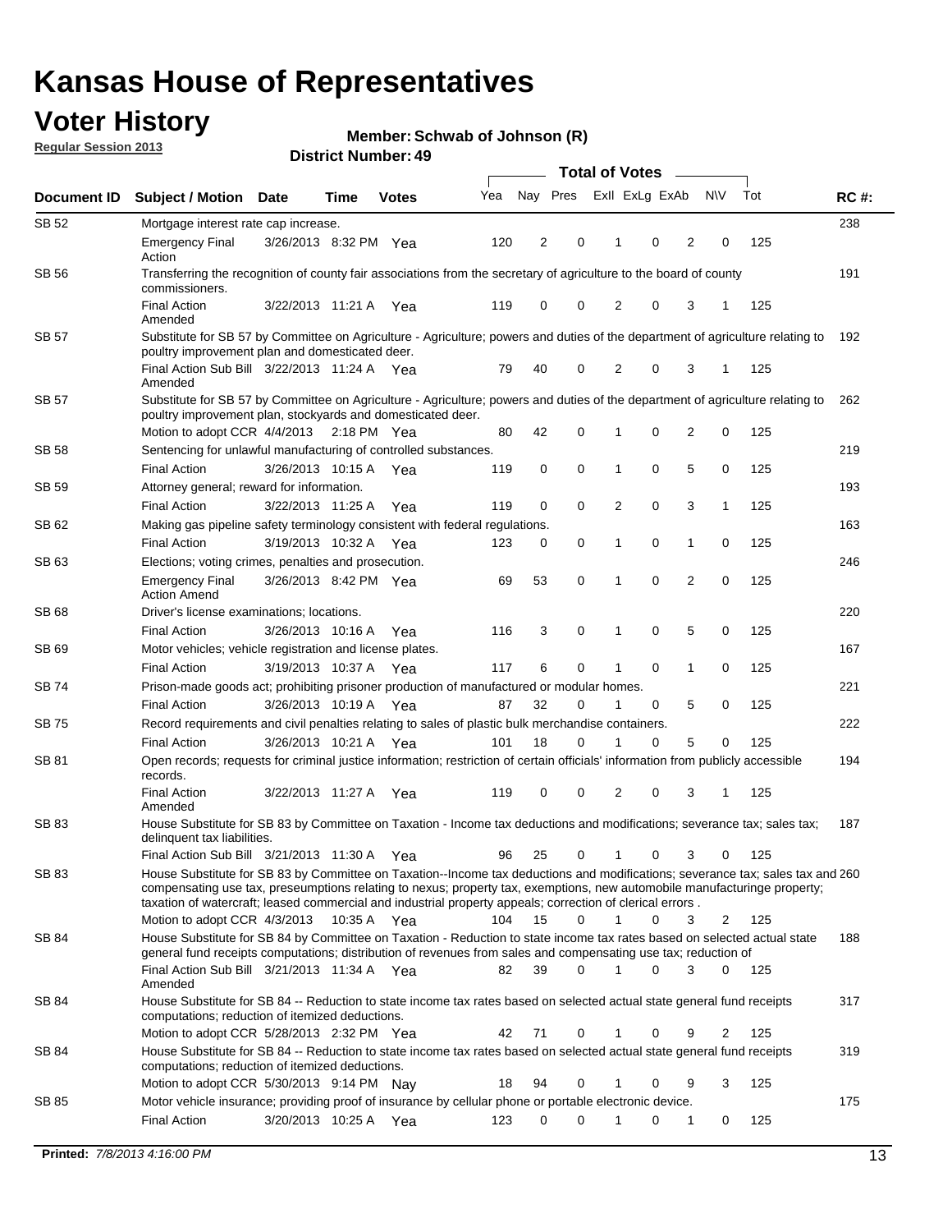# Kansas House of Representatives

## Voter History

**Regular Session 2013**

**Member: Schwab of Johnson (R)**

**District Number: 49**

| Document ID | Subject / Motion | Date | Time | Votes | Yea | Nay | Pres | ExII | ExLg | ExAb | N\V | Tot | RC #: |
|---|---|---|---|---|---|---|---|---|---|---|---|---|---|
| SB 52 | Mortgage interest rate cap increase. | | | | | | | | | | | | 238 |
| | Emergency Final Action | 3/26/2013 | 8:32 PM | Yea | 120 | 2 | 0 | 1 | 0 | 2 | 0 | 125 | |
| SB 56 | Transferring the recognition of county fair associations from the secretary of agriculture to the board of county commissioners. | | | | | | | | | | | | 191 |
| | Final Action Amended | 3/22/2013 | 11:21 A | Yea | 119 | 0 | 0 | 2 | 0 | 3 | 1 | 125 | |
| SB 57 | Substitute for SB 57 by Committee on Agriculture - Agriculture; powers and duties of the department of agriculture relating to poultry improvement plan and domesticated deer. | | | | | | | | | | | | 192 |
| | Final Action Sub Bill Amended | 3/22/2013 | 11:24 A | Yea | 79 | 40 | 0 | 2 | 0 | 3 | 1 | 125 | |
| SB 57 | Substitute for SB 57 by Committee on Agriculture - Agriculture; powers and duties of the department of agriculture relating to poultry improvement plan, stockyards and domesticated deer. | | | | | | | | | | | | 262 |
| | Motion to adopt CCR | 4/4/2013 | 2:18 PM | Yea | 80 | 42 | 0 | 1 | 0 | 2 | 0 | 125 | |
| SB 58 | Sentencing for unlawful manufacturing of controlled substances. | | | | | | | | | | | | 219 |
| | Final Action | 3/26/2013 | 10:15 A | Yea | 119 | 0 | 0 | 1 | 0 | 5 | 0 | 125 | |
| SB 59 | Attorney general; reward for information. | | | | | | | | | | | | 193 |
| | Final Action | 3/22/2013 | 11:25 A | Yea | 119 | 0 | 0 | 2 | 0 | 3 | 1 | 125 | |
| SB 62 | Making gas pipeline safety terminology consistent with federal regulations. | | | | | | | | | | | | 163 |
| | Final Action | 3/19/2013 | 10:32 A | Yea | 123 | 0 | 0 | 1 | 0 | 1 | 0 | 125 | |
| SB 63 | Elections; voting crimes, penalties and prosecution. | | | | | | | | | | | | 246 |
| | Emergency Final Action Amend | 3/26/2013 | 8:42 PM | Yea | 69 | 53 | 0 | 1 | 0 | 2 | 0 | 125 | |
| SB 68 | Driver's license examinations; locations. | | | | | | | | | | | | 220 |
| | Final Action | 3/26/2013 | 10:16 A | Yea | 116 | 3 | 0 | 1 | 0 | 5 | 0 | 125 | |
| SB 69 | Motor vehicles; vehicle registration and license plates. | | | | | | | | | | | | 167 |
| | Final Action | 3/19/2013 | 10:37 A | Yea | 117 | 6 | 0 | 1 | 0 | 1 | 0 | 125 | |
| SB 74 | Prison-made goods act; prohibiting prisoner production of manufactured or modular homes. | | | | | | | | | | | | 221 |
| | Final Action | 3/26/2013 | 10:19 A | Yea | 87 | 32 | 0 | 1 | 0 | 5 | 0 | 125 | |
| SB 75 | Record requirements and civil penalties relating to sales of plastic bulk merchandise containers. | | | | | | | | | | | | 222 |
| | Final Action | 3/26/2013 | 10:21 A | Yea | 101 | 18 | 0 | 1 | 0 | 5 | 0 | 125 | |
| SB 81 | Open records; requests for criminal justice information; restriction of certain officials' information from publicly accessible records. | | | | | | | | | | | | 194 |
| | Final Action Amended | 3/22/2013 | 11:27 A | Yea | 119 | 0 | 0 | 2 | 0 | 3 | 1 | 125 | |
| SB 83 | House Substitute for SB 83 by Committee on Taxation - Income tax deductions and modifications; severance tax; sales tax; delinquent tax liabilities. | | | | | | | | | | | | 187 |
| | Final Action Sub Bill | 3/21/2013 | 11:30 A | Yea | 96 | 25 | 0 | 1 | 0 | 3 | 0 | 125 | |
| SB 83 | House Substitute for SB 83 by Committee on Taxation--Income tax deductions and modifications; severance tax; sales tax and compensating use tax, preseumptions relating to nexus; property tax, exemptions, new automobile manufacturinge property; taxation of watercraft; leased commercial and industrial property appeals; correction of clerical errors . | | | | | | | | | | | | 260 |
| | Motion to adopt CCR | 4/3/2013 | 10:35 A | Yea | 104 | 15 | 0 | 1 | 0 | 3 | 2 | 125 | |
| SB 84 | House Substitute for SB 84 by Committee on Taxation - Reduction to state income tax rates based on selected actual state general fund receipts computations; distribution of revenues from sales and compensating use tax; reduction of | | | | | | | | | | | | 188 |
| | Final Action Sub Bill Amended | 3/21/2013 | 11:34 A | Yea | 82 | 39 | 0 | 1 | 0 | 3 | 0 | 125 | |
| SB 84 | House Substitute for SB 84 -- Reduction to state income tax rates based on selected actual state general fund receipts computations; reduction of itemized deductions. | | | | | | | | | | | | 317 |
| | Motion to adopt CCR | 5/28/2013 | 2:32 PM | Yea | 42 | 71 | 0 | 1 | 0 | 9 | 2 | 125 | |
| SB 84 | House Substitute for SB 84 -- Reduction to state income tax rates based on selected actual state general fund receipts computations; reduction of itemized deductions. | | | | | | | | | | | | 319 |
| | Motion to adopt CCR | 5/30/2013 | 9:14 PM | Nay | 18 | 94 | 0 | 1 | 0 | 9 | 3 | 125 | |
| SB 85 | Motor vehicle insurance; providing proof of insurance by cellular phone or portable electronic device. | | | | | | | | | | | | 175 |
| | Final Action | 3/20/2013 | 10:25 A | Yea | 123 | 0 | 0 | 1 | 0 | 1 | 0 | 125 | |

**Printed:** *7/8/2013 4:16:00 PM*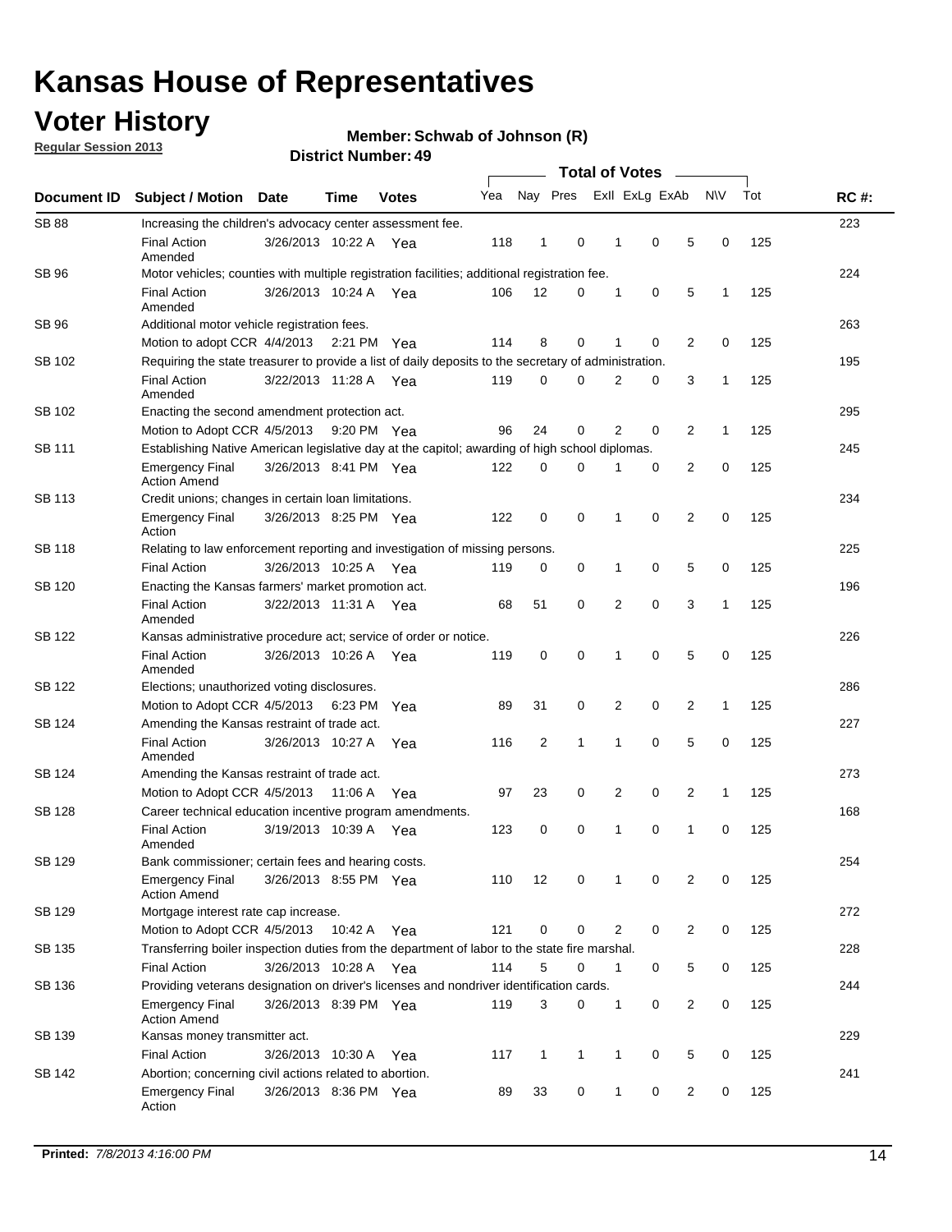# Kansas House of Representatives

## Voter History

**Regular Session 2013**

**Member: Schwab of Johnson (R)**

**District Number: 49**

| Document ID | Subject / Motion | Date | Time | Votes | Yea | Nay | Pres | ExII | ExLg | ExAb | N\V | Tot | RC #: |
|---|---|---|---|---|---|---|---|---|---|---|---|---|---|
| SB 88 | Increasing the children's advocacy center assessment fee. | | | | | | | | | | | | 223 |
| | Final Action Amended | 3/26/2013 | 10:22 A | Yea | 118 | 1 | 0 | 1 | 0 | 5 | 0 | 125 | |
| SB 96 | Motor vehicles; counties with multiple registration facilities; additional registration fee. | | | | | | | | | | | | 224 |
| | Final Action Amended | 3/26/2013 | 10:24 A | Yea | 106 | 12 | 0 | 1 | 0 | 5 | 1 | 125 | |
| SB 96 | Additional motor vehicle registration fees. | | | | | | | | | | | | 263 |
| | Motion to adopt CCR | 4/4/2013 | 2:21 PM | Yea | 114 | 8 | 0 | 1 | 0 | 2 | 0 | 125 | |
| SB 102 | Requiring the state treasurer to provide a list of daily deposits to the secretary of administration. | | | | | | | | | | | | 195 |
| | Final Action Amended | 3/22/2013 | 11:28 A | Yea | 119 | 0 | 0 | 2 | 0 | 3 | 1 | 125 | |
| SB 102 | Enacting the second amendment protection act. | | | | | | | | | | | | 295 |
| | Motion to Adopt CCR | 4/5/2013 | 9:20 PM | Yea | 96 | 24 | 0 | 2 | 0 | 2 | 1 | 125 | |
| SB 111 | Establishing Native American legislative day at the capitol; awarding of high school diplomas. | | | | | | | | | | | | 245 |
| | Emergency Final Action Amend | 3/26/2013 | 8:41 PM | Yea | 122 | 0 | 0 | 1 | 0 | 2 | 0 | 125 | |
| SB 113 | Credit unions; changes in certain loan limitations. | | | | | | | | | | | | 234 |
| | Emergency Final Action | 3/26/2013 | 8:25 PM | Yea | 122 | 0 | 0 | 1 | 0 | 2 | 0 | 125 | |
| SB 118 | Relating to law enforcement reporting and investigation of missing persons. | | | | | | | | | | | | 225 |
| | Final Action | 3/26/2013 | 10:25 A | Yea | 119 | 0 | 0 | 1 | 0 | 5 | 0 | 125 | |
| SB 120 | Enacting the Kansas farmers' market promotion act. | | | | | | | | | | | | 196 |
| | Final Action Amended | 3/22/2013 | 11:31 A | Yea | 68 | 51 | 0 | 2 | 0 | 3 | 1 | 125 | |
| SB 122 | Kansas administrative procedure act; service of order or notice. | | | | | | | | | | | | 226 |
| | Final Action Amended | 3/26/2013 | 10:26 A | Yea | 119 | 0 | 0 | 1 | 0 | 5 | 0 | 125 | |
| SB 122 | Elections; unauthorized voting disclosures. | | | | | | | | | | | | 286 |
| | Motion to Adopt CCR | 4/5/2013 | 6:23 PM | Yea | 89 | 31 | 0 | 2 | 0 | 2 | 1 | 125 | |
| SB 124 | Amending the Kansas restraint of trade act. | | | | | | | | | | | | 227 |
| | Final Action Amended | 3/26/2013 | 10:27 A | Yea | 116 | 2 | 1 | 1 | 0 | 5 | 0 | 125 | |
| SB 124 | Amending the Kansas restraint of trade act. | | | | | | | | | | | | 273 |
| | Motion to Adopt CCR | 4/5/2013 | 11:06 A | Yea | 97 | 23 | 0 | 2 | 0 | 2 | 1 | 125 | |
| SB 128 | Career technical education incentive program amendments. | | | | | | | | | | | | 168 |
| | Final Action Amended | 3/19/2013 | 10:39 A | Yea | 123 | 0 | 0 | 1 | 0 | 1 | 0 | 125 | |
| SB 129 | Bank commissioner; certain fees and hearing costs. | | | | | | | | | | | | 254 |
| | Emergency Final Action Amend | 3/26/2013 | 8:55 PM | Yea | 110 | 12 | 0 | 1 | 0 | 2 | 0 | 125 | |
| SB 129 | Mortgage interest rate cap increase. | | | | | | | | | | | | 272 |
| | Motion to Adopt CCR | 4/5/2013 | 10:42 A | Yea | 121 | 0 | 0 | 2 | 0 | 2 | 0 | 125 | |
| SB 135 | Transferring boiler inspection duties from the department of labor to the state fire marshal. | | | | | | | | | | | | 228 |
| | Final Action | 3/26/2013 | 10:28 A | Yea | 114 | 5 | 0 | 1 | 0 | 5 | 0 | 125 | |
| SB 136 | Providing veterans designation on driver's licenses and nondriver identification cards. | | | | | | | | | | | | 244 |
| | Emergency Final Action Amend | 3/26/2013 | 8:39 PM | Yea | 119 | 3 | 0 | 1 | 0 | 2 | 0 | 125 | |
| SB 139 | Kansas money transmitter act. | | | | | | | | | | | | 229 |
| | Final Action | 3/26/2013 | 10:30 A | Yea | 117 | 1 | 1 | 1 | 0 | 5 | 0 | 125 | |
| SB 142 | Abortion; concerning civil actions related to abortion. | | | | | | | | | | | | 241 |
| | Emergency Final Action | 3/26/2013 | 8:36 PM | Yea | 89 | 33 | 0 | 1 | 0 | 2 | 0 | 125 | |

**Printed:** *7/8/2013 4:16:00 PM*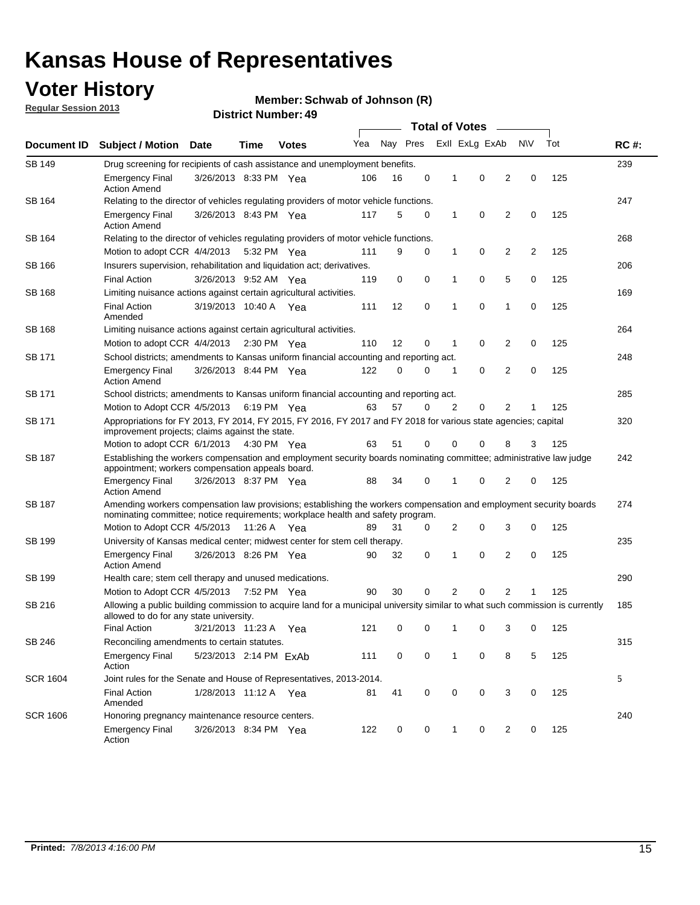# Kansas House of Representatives

## Voter History

**Regular Session 2013**

**Member: Schwab of Johnson (R)**

**District Number: 49**

| Document ID | Subject / Motion | Date | Time | Votes | Yea | Nay | Pres | ExII | ExLg | ExAb | N\V | Tot | RC #: |
|---|---|---|---|---|---|---|---|---|---|---|---|---|---|
| SB 149 | Drug screening for recipients of cash assistance and unemployment benefits. | | | | | | | | | | | | 239 |
| | Emergency Final Action Amend | 3/26/2013 | 8:33 PM | Yea | 106 | 16 | 0 | 1 | 0 | 2 | 0 | 125 | |
| SB 164 | Relating to the director of vehicles regulating providers of motor vehicle functions. | | | | | | | | | | | | 247 |
| | Emergency Final Action Amend | 3/26/2013 | 8:43 PM | Yea | 117 | 5 | 0 | 1 | 0 | 2 | 0 | 125 | |
| SB 164 | Relating to the director of vehicles regulating providers of motor vehicle functions. | | | | | | | | | | | | 268 |
| | Motion to adopt CCR | 4/4/2013 | 5:32 PM | Yea | 111 | 9 | 0 | 1 | 0 | 2 | 2 | 125 | |
| SB 166 | Insurers supervision, rehabilitation and liquidation act; derivatives. | | | | | | | | | | | | 206 |
| | Final Action | 3/26/2013 | 9:52 AM | Yea | 119 | 0 | 0 | 1 | 0 | 5 | 0 | 125 | |
| SB 168 | Limiting nuisance actions against certain agricultural activities. | | | | | | | | | | | | 169 |
| | Final Action Amended | 3/19/2013 | 10:40 A | Yea | 111 | 12 | 0 | 1 | 0 | 1 | 0 | 125 | |
| SB 168 | Limiting nuisance actions against certain agricultural activities. | | | | | | | | | | | | 264 |
| | Motion to adopt CCR | 4/4/2013 | 2:30 PM | Yea | 110 | 12 | 0 | 1 | 0 | 2 | 0 | 125 | |
| SB 171 | School districts; amendments to Kansas uniform financial accounting and reporting act. | | | | | | | | | | | | 248 |
| | Emergency Final Action Amend | 3/26/2013 | 8:44 PM | Yea | 122 | 0 | 0 | 1 | 0 | 2 | 0 | 125 | |
| SB 171 | School districts; amendments to Kansas uniform financial accounting and reporting act. | | | | | | | | | | | | 285 |
| | Motion to Adopt CCR | 4/5/2013 | 6:19 PM | Yea | 63 | 57 | 0 | 2 | 0 | 2 | 1 | 125 | |
| SB 171 | Appropriations for FY 2013, FY 2014, FY 2015, FY 2016, FY 2017 and FY 2018 for various state agencies; capital improvement projects; claims against the state. | | | | | | | | | | | | 320 |
| | Motion to adopt CCR | 6/1/2013 | 4:30 PM | Yea | 63 | 51 | 0 | 0 | 0 | 8 | 3 | 125 | |
| SB 187 | Establishing the workers compensation and employment security boards nominating committee; administrative law judge appointment; workers compensation appeals board. | | | | | | | | | | | | 242 |
| | Emergency Final Action Amend | 3/26/2013 | 8:37 PM | Yea | 88 | 34 | 0 | 1 | 0 | 2 | 0 | 125 | |
| SB 187 | Amending workers compensation law provisions; establishing the workers compensation and employment security boards nominating committee; notice requirements; workplace health and safety program. | | | | | | | | | | | | 274 |
| | Motion to Adopt CCR | 4/5/2013 | 11:26 A | Yea | 89 | 31 | 0 | 2 | 0 | 3 | 0 | 125 | |
| SB 199 | University of Kansas medical center; midwest center for stem cell therapy. | | | | | | | | | | | | 235 |
| | Emergency Final Action Amend | 3/26/2013 | 8:26 PM | Yea | 90 | 32 | 0 | 1 | 0 | 2 | 0 | 125 | |
| SB 199 | Health care; stem cell therapy and unused medications. | | | | | | | | | | | | 290 |
| | Motion to Adopt CCR | 4/5/2013 | 7:52 PM | Yea | 90 | 30 | 0 | 2 | 0 | 2 | 1 | 125 | |
| SB 216 | Allowing a public building commission to acquire land for a municipal university similar to what such commission is currently allowed to do for any state university. | | | | | | | | | | | | 185 |
| | Final Action | 3/21/2013 | 11:23 A | Yea | 121 | 0 | 0 | 1 | 0 | 3 | 0 | 125 | |
| SB 246 | Reconciling amendments to certain statutes. | | | | | | | | | | | | 315 |
| | Emergency Final Action | 5/23/2013 | 2:14 PM | ExAb | 111 | 0 | 0 | 1 | 0 | 8 | 5 | 125 | |
| SCR 1604 | Joint rules for the Senate and House of Representatives, 2013-2014. | | | | | | | | | | | | 5 |
| | Final Action Amended | 1/28/2013 | 11:12 A | Yea | 81 | 41 | 0 | 0 | 0 | 3 | 0 | 125 | |
| SCR 1606 | Honoring pregnancy maintenance resource centers. | | | | | | | | | | | | 240 |
| | Emergency Final Action | 3/26/2013 | 8:34 PM | Yea | 122 | 0 | 0 | 1 | 0 | 2 | 0 | 125 | |

**Printed:** *7/8/2013 4:16:00 PM*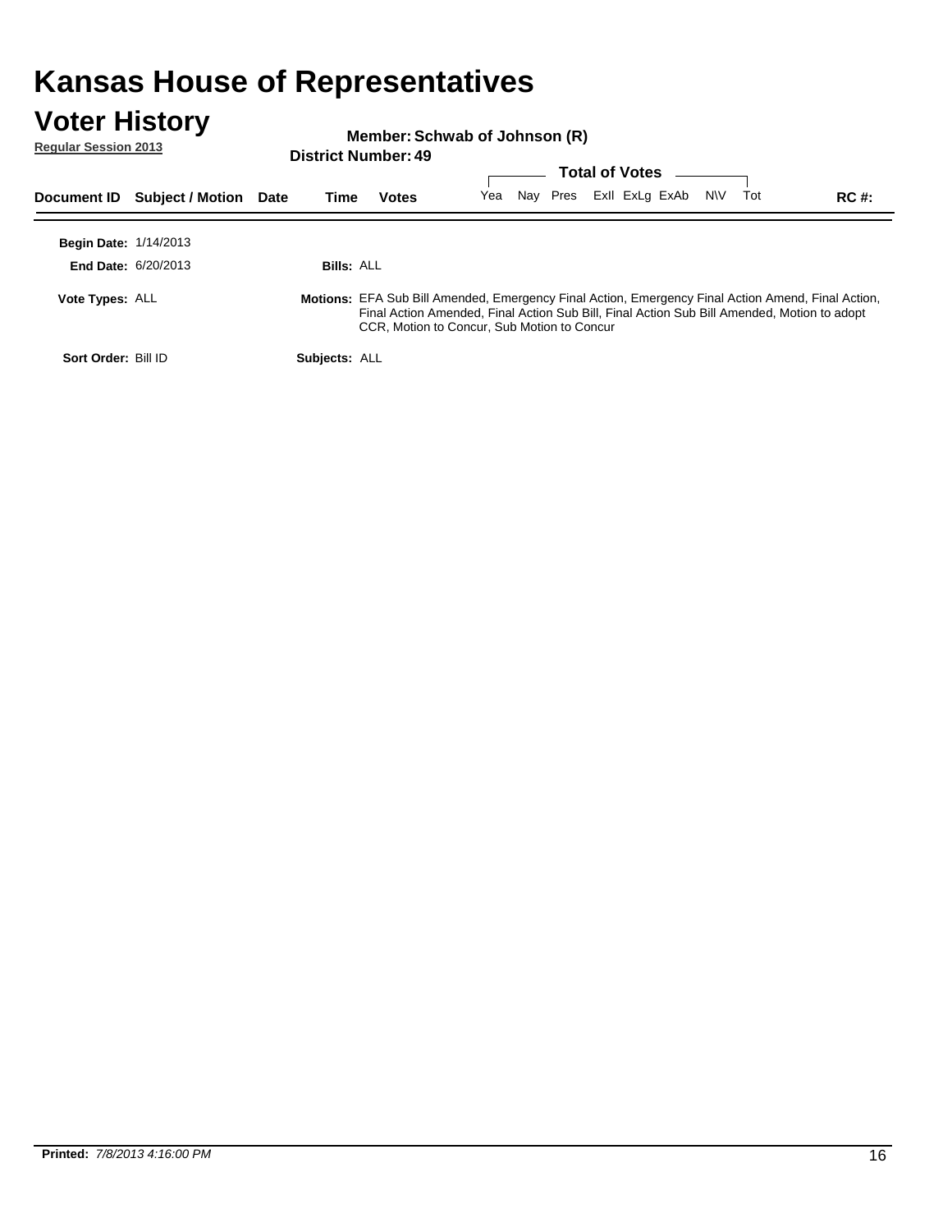# Kansas House of Representatives

## Voter History

**Regular Session 2013**

**Member: Schwab of Johnson (R)**

**District Number: 49**

| Document ID | Subject / Motion | Date | Time | Votes | Yea | Nay | Pres | ExII | ExLg | ExAb | N\V | Tot | RC #: |
|---|---|---|---|---|---|---|---|---|---|---|---|---|---|

(Yea through Tot columns: Total of Votes)

**Begin Date:** 1/14/2013

**End Date:** 6/20/2013

**Bills:** ALL

**Vote Types:** ALL

**Motions:** EFA Sub Bill Amended, Emergency Final Action, Emergency Final Action Amend, Final Action, Final Action Amended, Final Action Sub Bill, Final Action Sub Bill Amended, Motion to adopt CCR, Motion to Concur, Sub Motion to Concur

**Sort Order:** Bill ID

**Subjects:** ALL

**Printed:** *7/8/2013 4:16:00 PM*